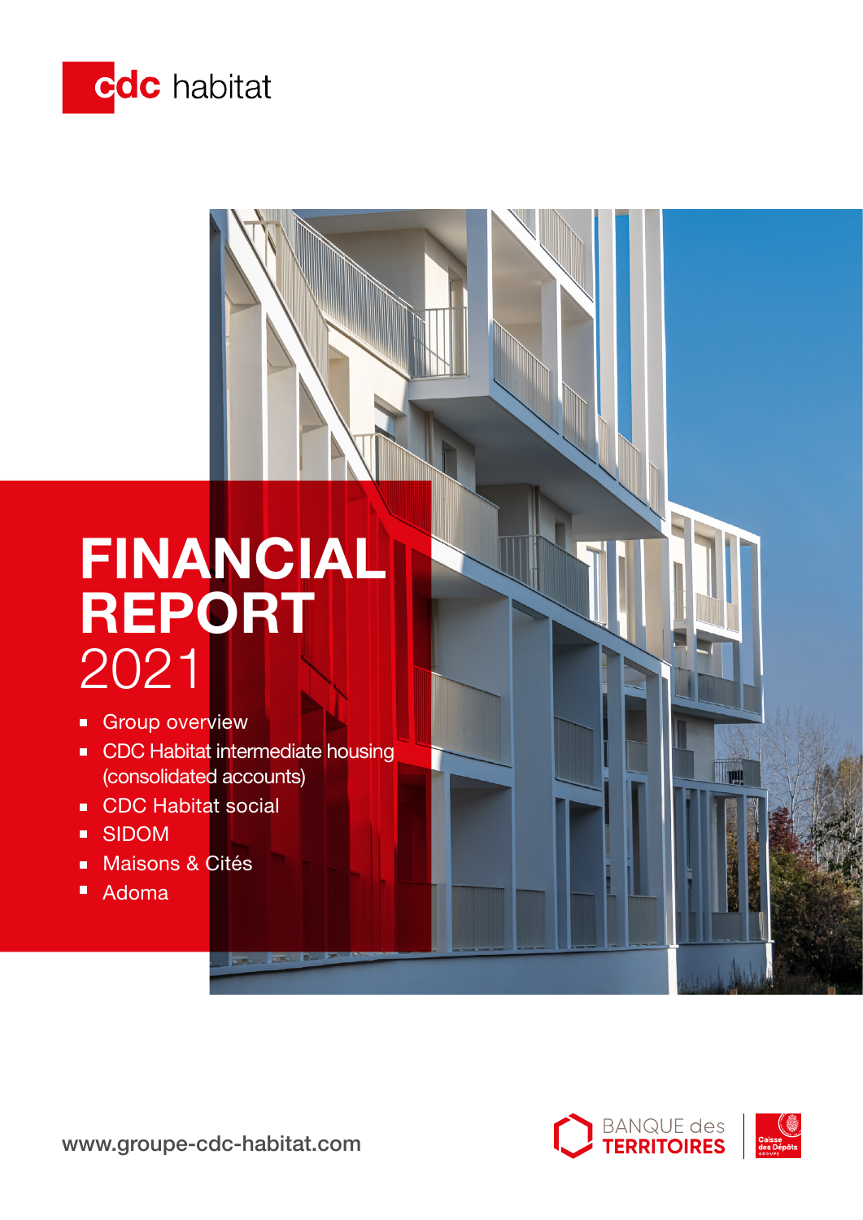cdc habitat

# FINANCIAL REPORT 2021

- Group overview
- CDC Habitat intermediate housing (consolidated accounts)
- CDC Habitat social
- SIDOM
- Maisons & Cités
- Adoma

www.groupe-cdc-habitat.com

BANQUE des TERRITOIRES

Caisse des Dépôts GROUPE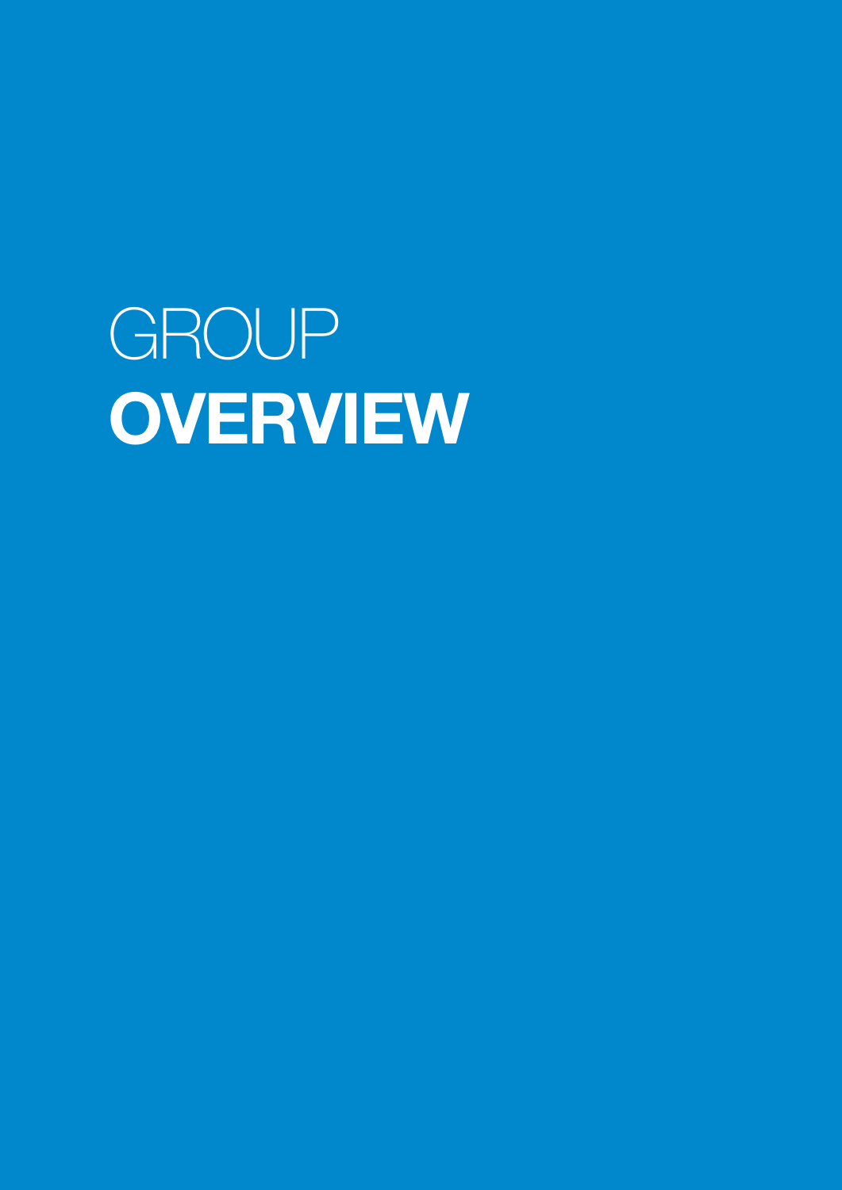# GROUP **OVERVIEW**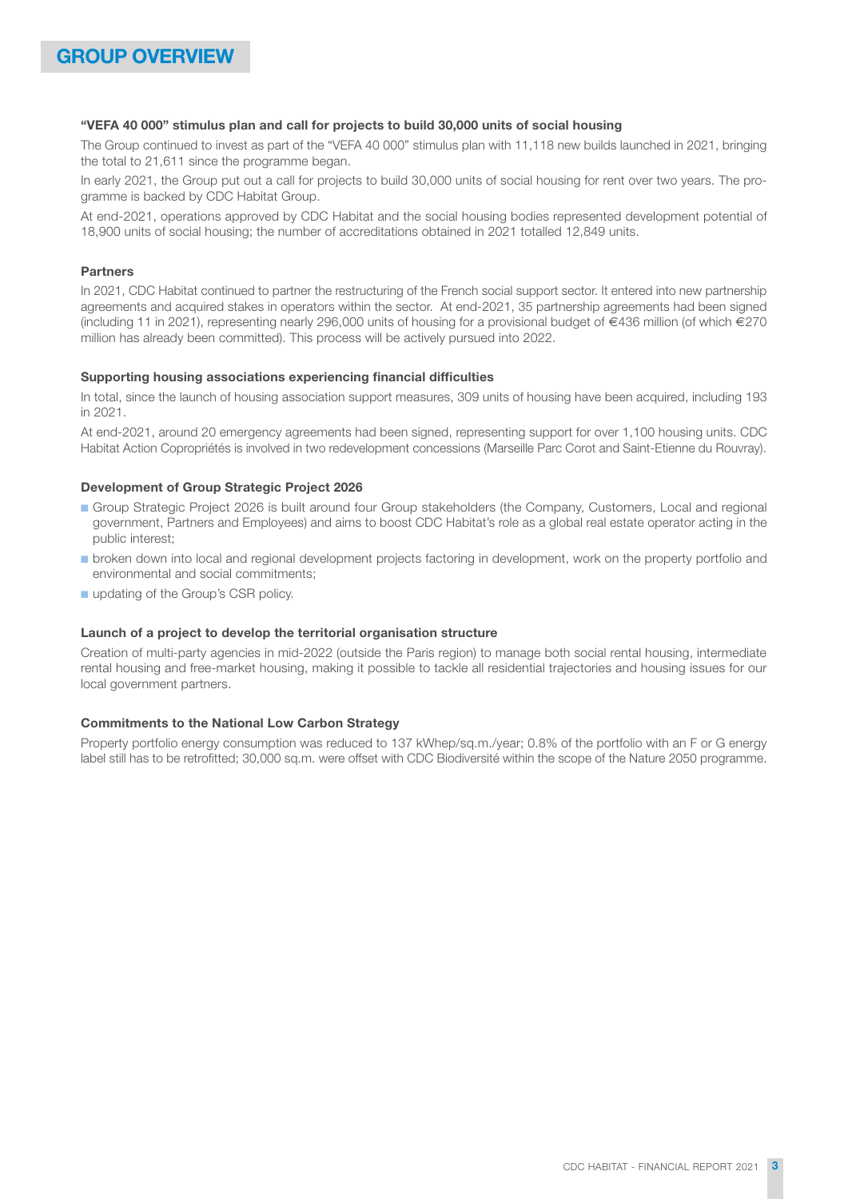# GROUP OVERVIEW

### "VEFA 40 000" stimulus plan and call for projects to build 30,000 units of social housing

The Group continued to invest as part of the "VEFA 40 000" stimulus plan with 11,118 new builds launched in 2021, bringing the total to 21,611 since the programme began.

In early 2021, the Group put out a call for projects to build 30,000 units of social housing for rent over two years. The programme is backed by CDC Habitat Group.

At end-2021, operations approved by CDC Habitat and the social housing bodies represented development potential of 18,900 units of social housing; the number of accreditations obtained in 2021 totalled 12,849 units.

### Partners

In 2021, CDC Habitat continued to partner the restructuring of the French social support sector. It entered into new partnership agreements and acquired stakes in operators within the sector. At end-2021, 35 partnership agreements had been signed (including 11 in 2021), representing nearly 296,000 units of housing for a provisional budget of €436 million (of which €270 million has already been committed). This process will be actively pursued into 2022.

### Supporting housing associations experiencing financial difficulties

In total, since the launch of housing association support measures, 309 units of housing have been acquired, including 193 in 2021.

At end-2021, around 20 emergency agreements had been signed, representing support for over 1,100 housing units. CDC Habitat Action Copropriétés is involved in two redevelopment concessions (Marseille Parc Corot and Saint-Etienne du Rouvray).

### Development of Group Strategic Project 2026

- Group Strategic Project 2026 is built around four Group stakeholders (the Company, Customers, Local and regional government, Partners and Employees) and aims to boost CDC Habitat's role as a global real estate operator acting in the public interest;
- broken down into local and regional development projects factoring in development, work on the property portfolio and environmental and social commitments;
- updating of the Group's CSR policy.

### Launch of a project to develop the territorial organisation structure

Creation of multi-party agencies in mid-2022 (outside the Paris region) to manage both social rental housing, intermediate rental housing and free-market housing, making it possible to tackle all residential trajectories and housing issues for our local government partners.

### Commitments to the National Low Carbon Strategy

Property portfolio energy consumption was reduced to 137 kWhep/sq.m./year; 0.8% of the portfolio with an F or G energy label still has to be retrofitted; 30,000 sq.m. were offset with CDC Biodiversité within the scope of the Nature 2050 programme.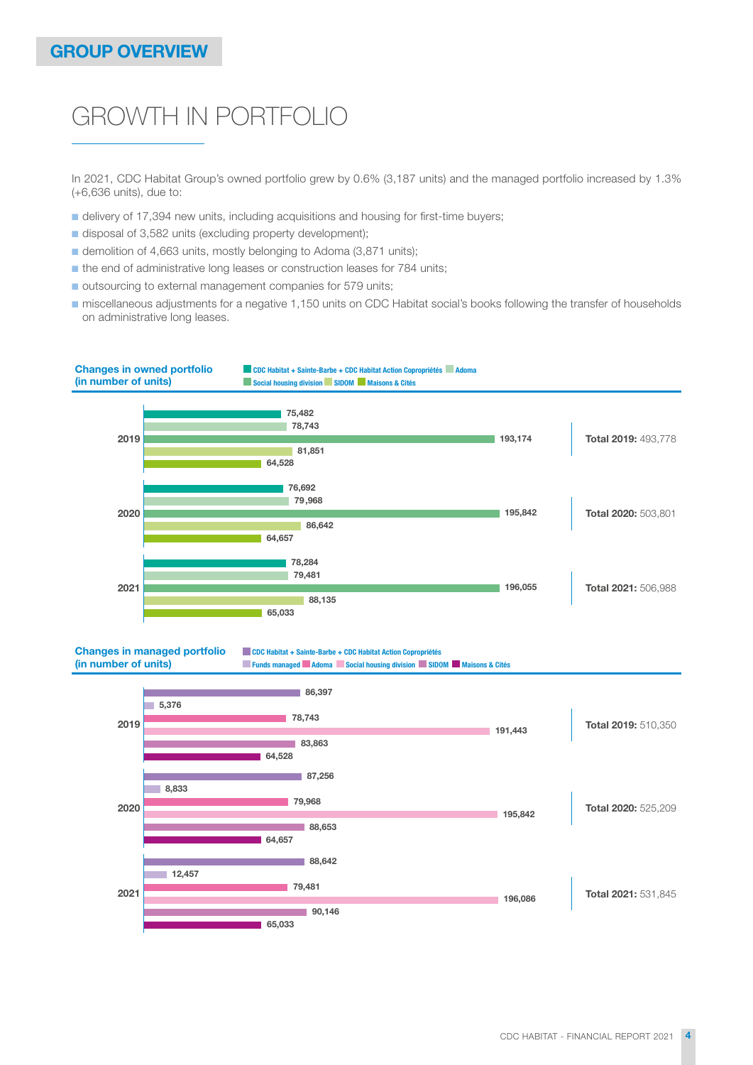GROUP OVERVIEW

# GROWTH IN PORTFOLIO

In 2021, CDC Habitat Group's owned portfolio grew by 0.6% (3,187 units) and the managed portfolio increased by 1.3% (+6,636 units), due to:

- delivery of 17,394 new units, including acquisitions and housing for first-time buyers;
- disposal of 3,582 units (excluding property development);
- demolition of 4,663 units, mostly belonging to Adoma (3,871 units);
- the end of administrative long leases or construction leases for 784 units;
- outsourcing to external management companies for 579 units;
- miscellaneous adjustments for a negative 1,150 units on CDC Habitat social's books following the transfer of households on administrative long leases.

**Changes in owned portfolio (in number of units)**

| | CDC Habitat + Sainte-Barbe + CDC Habitat Action Copropriétés | Adoma | Social housing division | SIDOM | Maisons & Cités | Total |
|---|---|---|---|---|---|---|
| 2019 | 75,482 | 78,743 | 193,174 | 81,851 | 64,528 | 493,778 |
| 2020 | 76,692 | 79,968 | 195,842 | 86,642 | 64,657 | 503,801 |
| 2021 | 78,284 | 79,481 | 196,055 | 88,135 | 65,033 | 506,988 |

**Changes in managed portfolio (in number of units)**

| | CDC Habitat + Sainte-Barbe + CDC Habitat Action Copropriétés | Funds managed | Adoma | Social housing division | SIDOM | Maisons & Cités | Total |
|---|---|---|---|---|---|---|---|
| 2019 | 86,397 | 5,376 | 78,743 | 191,443 | 83,863 | 64,528 | 510,350 |
| 2020 | 87,256 | 8,833 | 79,968 | 195,842 | 88,653 | 64,657 | 525,209 |
| 2021 | 88,642 | 12,457 | 79,481 | 196,086 | 90,146 | 65,033 | 531,845 |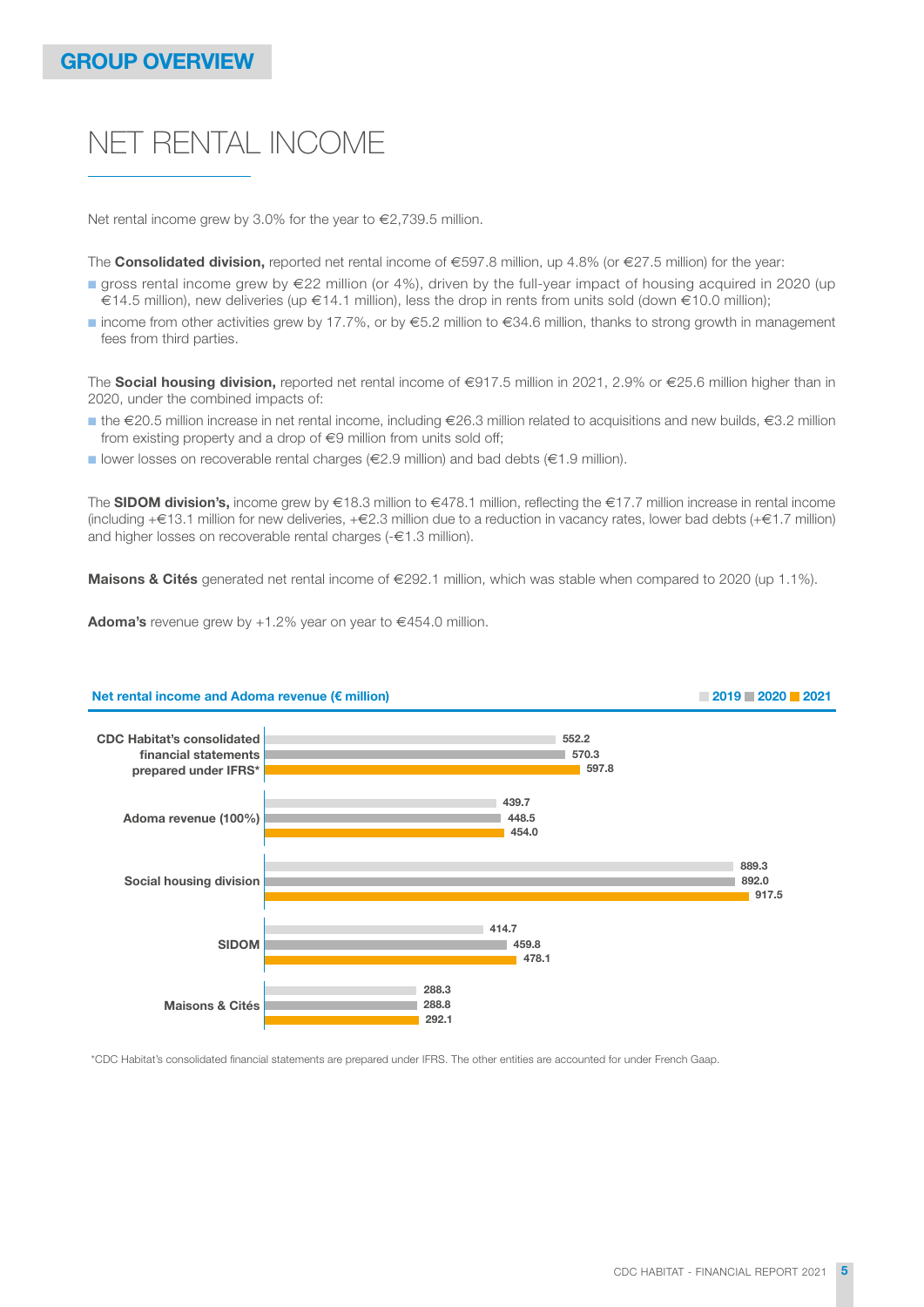## GROUP OVERVIEW

# NET RENTAL INCOME

Net rental income grew by 3.0% for the year to €2,739.5 million.

The **Consolidated division,** reported net rental income of €597.8 million, up 4.8% (or €27.5 million) for the year:

- gross rental income grew by €22 million (or 4%), driven by the full-year impact of housing acquired in 2020 (up €14.5 million), new deliveries (up €14.1 million), less the drop in rents from units sold (down €10.0 million);
- income from other activities grew by 17.7%, or by €5.2 million to €34.6 million, thanks to strong growth in management fees from third parties.

The **Social housing division,** reported net rental income of €917.5 million in 2021, 2.9% or €25.6 million higher than in 2020, under the combined impacts of:

- the €20.5 million increase in net rental income, including €26.3 million related to acquisitions and new builds, €3.2 million from existing property and a drop of €9 million from units sold off;
- lower losses on recoverable rental charges (€2.9 million) and bad debts (€1.9 million).

The **SIDOM division's,** income grew by €18.3 million to €478.1 million, reflecting the €17.7 million increase in rental income (including +€13.1 million for new deliveries, +€2.3 million due to a reduction in vacancy rates, lower bad debts (+€1.7 million) and higher losses on recoverable rental charges (-€1.3 million).

**Maisons & Cités** generated net rental income of €292.1 million, which was stable when compared to 2020 (up 1.1%).

**Adoma's** revenue grew by +1.2% year on year to €454.0 million.

**Net rental income and Adoma revenue (€ million)**

| | 2019 | 2020 | 2021 |
|---|---|---|---|
| CDC Habitat's consolidated financial statements prepared under IFRS* | 552.2 | 570.3 | 597.8 |
| Adoma revenue (100%) | 439.7 | 448.5 | 454.0 |
| Social housing division | 889.3 | 892.0 | 917.5 |
| SIDOM | 414.7 | 459.8 | 478.1 |
| Maisons & Cités | 288.3 | 288.8 | 292.1 |

*CDC Habitat's consolidated financial statements are prepared under IFRS. The other entities are accounted for under French Gaap.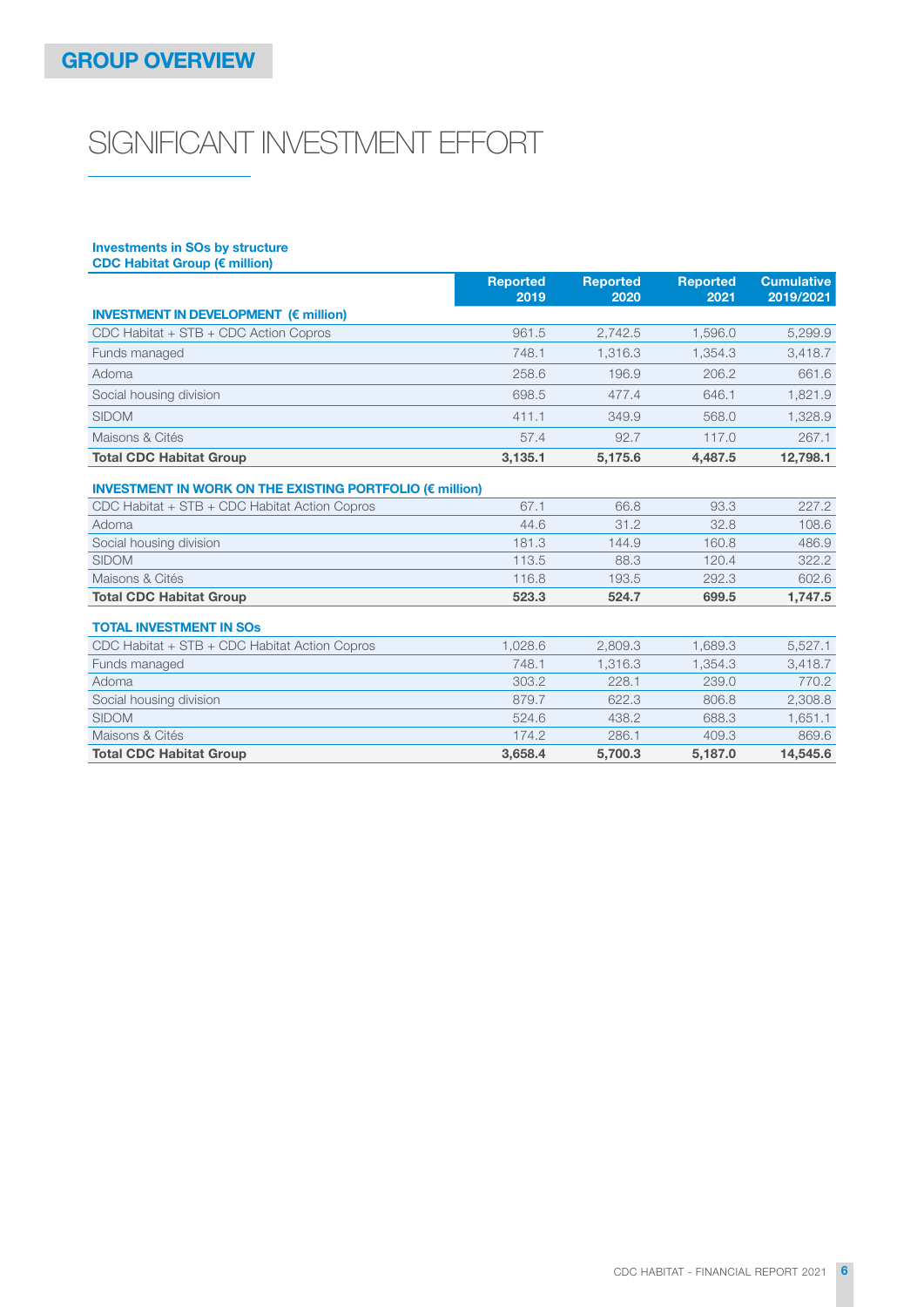GROUP OVERVIEW

# SIGNIFICANT INVESTMENT EFFORT

**Investments in SOs by structure**
**CDC Habitat Group (€ million)**

| | Reported 2019 | Reported 2020 | Reported 2021 | Cumulative 2019/2021 |
|---|---|---|---|---|
| **INVESTMENT IN DEVELOPMENT (€ million)** | | | | |
| CDC Habitat + STB + CDC Action Copros | 961.5 | 2,742.5 | 1,596.0 | 5,299.9 |
| Funds managed | 748.1 | 1,316.3 | 1,354.3 | 3,418.7 |
| Adoma | 258.6 | 196.9 | 206.2 | 661.6 |
| Social housing division | 698.5 | 477.4 | 646.1 | 1,821.9 |
| SIDOM | 411.1 | 349.9 | 568.0 | 1,328.9 |
| Maisons & Cités | 57.4 | 92.7 | 117.0 | 267.1 |
| **Total CDC Habitat Group** | **3,135.1** | **5,175.6** | **4,487.5** | **12,798.1** |
| **INVESTMENT IN WORK ON THE EXISTING PORTFOLIO (€ million)** | | | | |
| CDC Habitat + STB + CDC Habitat Action Copros | 67.1 | 66.8 | 93.3 | 227.2 |
| Adoma | 44.6 | 31.2 | 32.8 | 108.6 |
| Social housing division | 181.3 | 144.9 | 160.8 | 486.9 |
| SIDOM | 113.5 | 88.3 | 120.4 | 322.2 |
| Maisons & Cités | 116.8 | 193.5 | 292.3 | 602.6 |
| **Total CDC Habitat Group** | **523.3** | **524.7** | **699.5** | **1,747.5** |
| **TOTAL INVESTMENT IN SOs** | | | | |
| CDC Habitat + STB + CDC Habitat Action Copros | 1,028.6 | 2,809.3 | 1,689.3 | 5,527.1 |
| Funds managed | 748.1 | 1,316.3 | 1,354.3 | 3,418.7 |
| Adoma | 303.2 | 228.1 | 239.0 | 770.2 |
| Social housing division | 879.7 | 622.3 | 806.8 | 2,308.8 |
| SIDOM | 524.6 | 438.2 | 688.3 | 1,651.1 |
| Maisons & Cités | 174.2 | 286.1 | 409.3 | 869.6 |
| **Total CDC Habitat Group** | **3,658.4** | **5,700.3** | **5,187.0** | **14,545.6** |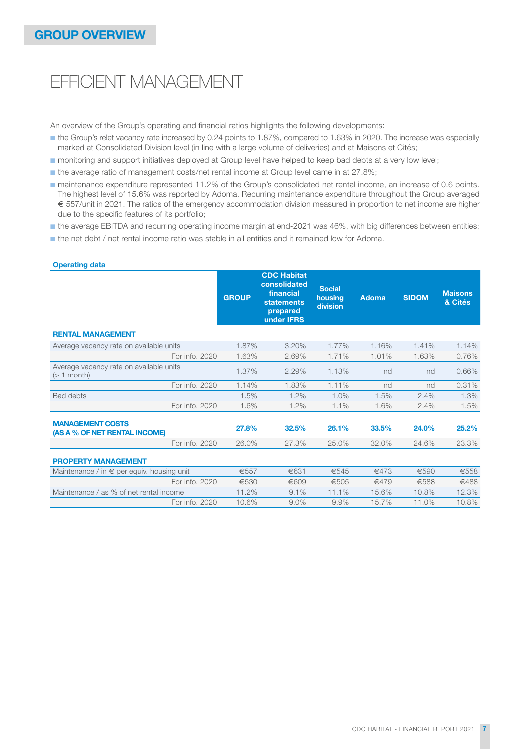## GROUP OVERVIEW

# EFFICIENT MANAGEMENT

An overview of the Group's operating and financial ratios highlights the following developments:

- the Group's relet vacancy rate increased by 0.24 points to 1.87%, compared to 1.63% in 2020. The increase was especially marked at Consolidated Division level (in line with a large volume of deliveries) and at Maisons et Cités;
- monitoring and support initiatives deployed at Group level have helped to keep bad debts at a very low level;
- the average ratio of management costs/net rental income at Group level came in at 27.8%;
- maintenance expenditure represented 11.2% of the Group's consolidated net rental income, an increase of 0.6 points. The highest level of 15.6% was reported by Adoma. Recurring maintenance expenditure throughout the Group averaged € 557/unit in 2021. The ratios of the emergency accommodation division measured in proportion to net income are higher due to the specific features of its portfolio;
- the average EBITDA and recurring operating income margin at end-2021 was 46%, with big differences between entities;
- the net debt / net rental income ratio was stable in all entities and it remained low for Adoma.

**Operating data**

| | GROUP | CDC Habitat consolidated financial statements prepared under IFRS | Social housing division | Adoma | SIDOM | Maisons & Cités |
|---|---|---|---|---|---|---|
| **RENTAL MANAGEMENT** | | | | | | |
| Average vacancy rate on available units | 1.87% | 3.20% | 1.77% | 1.16% | 1.41% | 1.14% |
| For info. 2020 | 1.63% | 2.69% | 1.71% | 1.01% | 1.63% | 0.76% |
| Average vacancy rate on available units (> 1 month) | 1.37% | 2.29% | 1.13% | nd | nd | 0.66% |
| For info. 2020 | 1.14% | 1.83% | 1.11% | nd | nd | 0.31% |
| Bad debts | 1.5% | 1.2% | 1.0% | 1.5% | 2.4% | 1.3% |
| For info. 2020 | 1.6% | 1.2% | 1.1% | 1.6% | 2.4% | 1.5% |
| **MANAGEMENT COSTS (AS A % OF NET RENTAL INCOME)** | **27.8%** | **32.5%** | **26.1%** | **33.5%** | **24.0%** | **25.2%** |
| For info. 2020 | 26.0% | 27.3% | 25.0% | 32.0% | 24.6% | 23.3% |
| **PROPERTY MANAGEMENT** | | | | | | |
| Maintenance / in € per equiv. housing unit | €557 | €631 | €545 | €473 | €590 | €558 |
| For info. 2020 | €530 | €609 | €505 | €479 | €588 | €488 |
| Maintenance / as % of net rental income | 11.2% | 9.1% | 11.1% | 15.6% | 10.8% | 12.3% |
| For info. 2020 | 10.6% | 9.0% | 9.9% | 15.7% | 11.0% | 10.8% |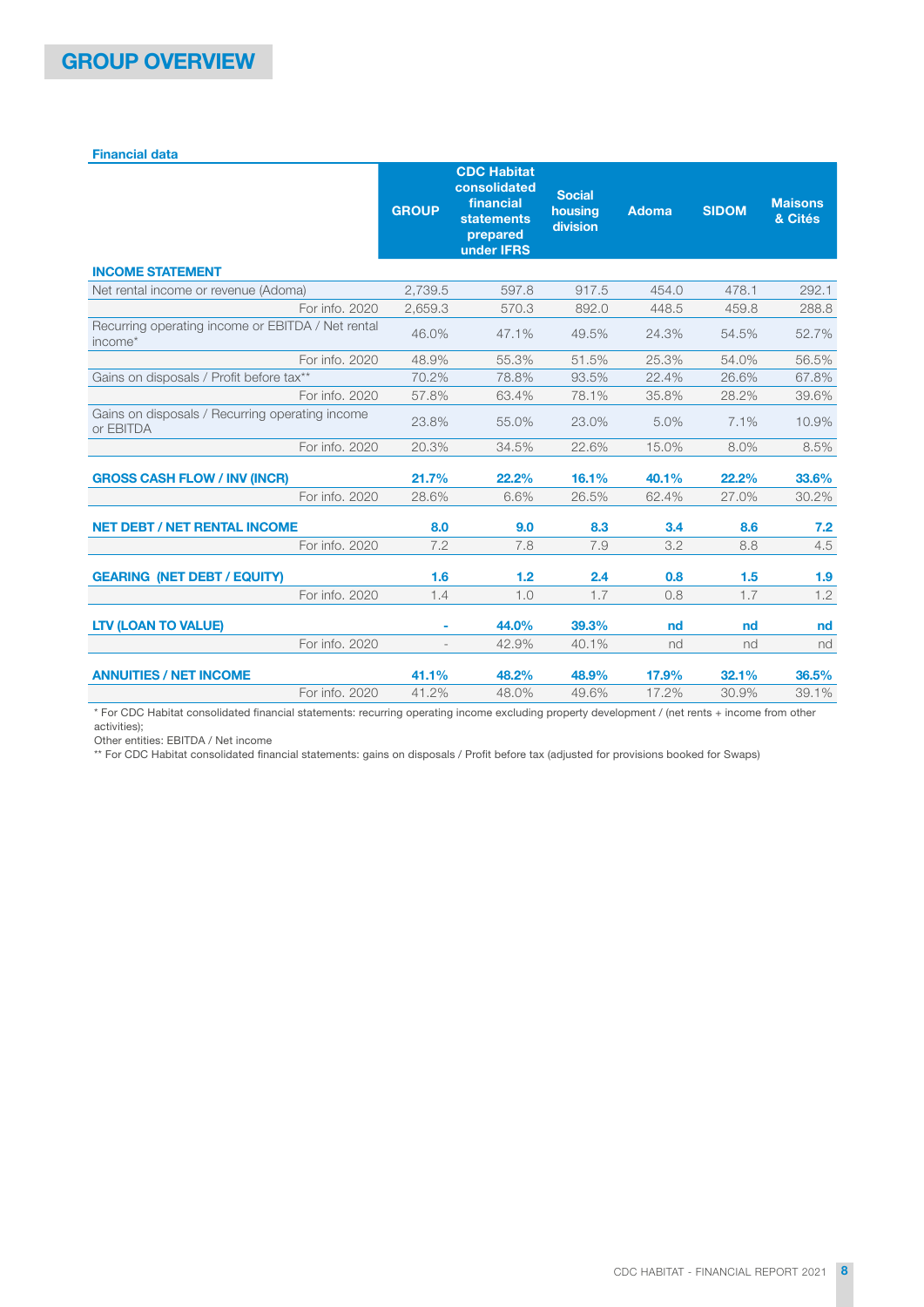# GROUP OVERVIEW

**Financial data**

| | GROUP | CDC Habitat consolidated financial statements prepared under IFRS | Social housing division | Adoma | SIDOM | Maisons & Cités |
|---|---|---|---|---|---|---|
| **INCOME STATEMENT** | | | | | | |
| Net rental income or revenue (Adoma) | 2,739.5 | 597.8 | 917.5 | 454.0 | 478.1 | 292.1 |
| For info. 2020 | 2,659.3 | 570.3 | 892.0 | 448.5 | 459.8 | 288.8 |
| Recurring operating income or EBITDA / Net rental income* | 46.0% | 47.1% | 49.5% | 24.3% | 54.5% | 52.7% |
| For info. 2020 | 48.9% | 55.3% | 51.5% | 25.3% | 54.0% | 56.5% |
| Gains on disposals / Profit before tax** | 70.2% | 78.8% | 93.5% | 22.4% | 26.6% | 67.8% |
| For info. 2020 | 57.8% | 63.4% | 78.1% | 35.8% | 28.2% | 39.6% |
| Gains on disposals / Recurring operating income or EBITDA | 23.8% | 55.0% | 23.0% | 5.0% | 7.1% | 10.9% |
| For info. 2020 | 20.3% | 34.5% | 22.6% | 15.0% | 8.0% | 8.5% |
| **GROSS CASH FLOW / INV (INCR)** | **21.7%** | **22.2%** | **16.1%** | **40.1%** | **22.2%** | **33.6%** |
| For info. 2020 | 28.6% | 6.6% | 26.5% | 62.4% | 27.0% | 30.2% |
| **NET DEBT / NET RENTAL INCOME** | **8.0** | **9.0** | **8.3** | **3.4** | **8.6** | **7.2** |
| For info. 2020 | 7.2 | 7.8 | 7.9 | 3.2 | 8.8 | 4.5 |
| **GEARING (NET DEBT / EQUITY)** | **1.6** | **1.2** | **2.4** | **0.8** | **1.5** | **1.9** |
| For info. 2020 | 1.4 | 1.0 | 1.7 | 0.8 | 1.7 | 1.2 |
| **LTV (LOAN TO VALUE)** | **-** | **44.0%** | **39.3%** | **nd** | **nd** | **nd** |
| For info. 2020 | - | 42.9% | 40.1% | nd | nd | nd |
| **ANNUITIES / NET INCOME** | **41.1%** | **48.2%** | **48.9%** | **17.9%** | **32.1%** | **36.5%** |
| For info. 2020 | 41.2% | 48.0% | 49.6% | 17.2% | 30.9% | 39.1% |

* For CDC Habitat consolidated financial statements: recurring operating income excluding property development / (net rents + income from other activities);
Other entities: EBITDA / Net income

** For CDC Habitat consolidated financial statements: gains on disposals / Profit before tax (adjusted for provisions booked for Swaps)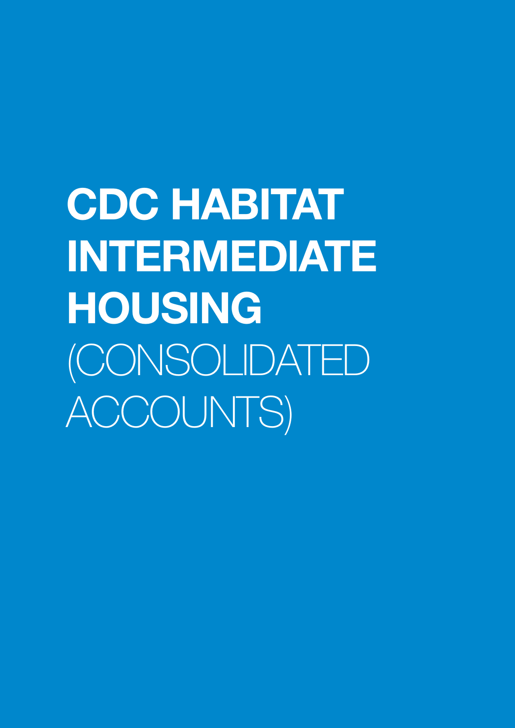# CDC HABITAT INTERMEDIATE HOUSING

(CONSOLIDATED ACCOUNTS)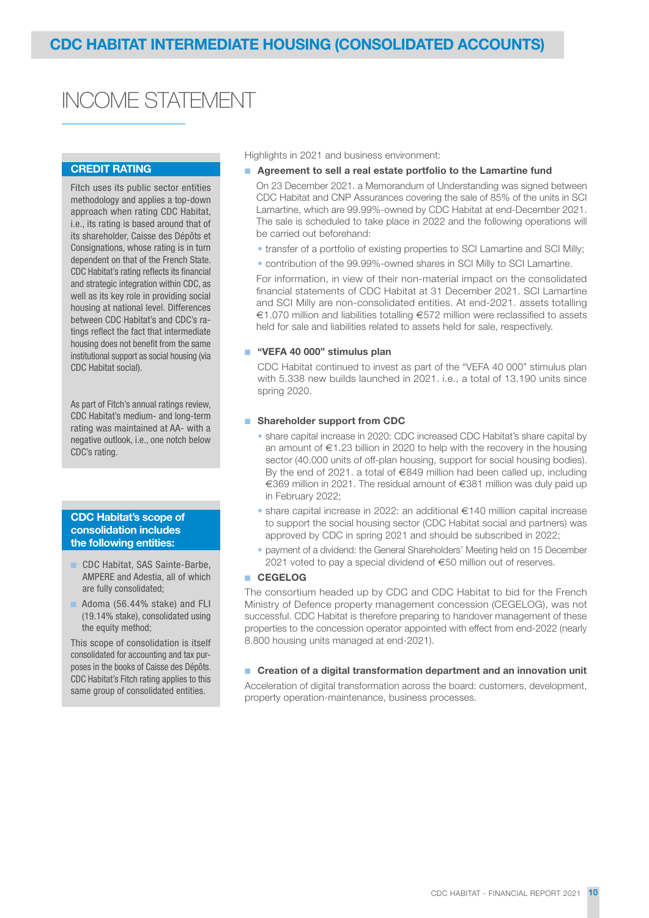## CDC HABITAT INTERMEDIATE HOUSING (CONSOLIDATED ACCOUNTS)

# INCOME STATEMENT

### CREDIT RATING

Fitch uses its public sector entities methodology and applies a top-down approach when rating CDC Habitat, i.e., its rating is based around that of its shareholder, Caisse des Dépôts et Consignations, whose rating is in turn dependent on that of the French State. CDC Habitat's rating reflects its financial and strategic integration within CDC, as well as its key role in providing social housing at national level. Differences between CDC Habitat's and CDC's ratings reflect the fact that intermediate housing does not benefit from the same institutional support as social housing (via CDC Habitat social).

As part of Fitch's annual ratings review, CDC Habitat's medium- and long-term rating was maintained at AA- with a negative outlook, i.e., one notch below CDC's rating.

### CDC Habitat's scope of consolidation includes the following entities:

- CDC Habitat, SAS Sainte-Barbe, AMPERE and Adestia, all of which are fully consolidated;
- Adoma (56.44% stake) and FLI (19.14% stake), consolidated using the equity method;

This scope of consolidation is itself consolidated for accounting and tax purposes in the books of Caisse des Dépôts. CDC Habitat's Fitch rating applies to this same group of consolidated entities.

Highlights in 2021 and business environment:

- **Agreement to sell a real estate portfolio to the Lamartine fund**

  On 23 December 2021. a Memorandum of Understanding was signed between CDC Habitat and CNP Assurances covering the sale of 85% of the units in SCI Lamartine, which are 99.99%-owned by CDC Habitat at end-December 2021. The sale is scheduled to take place in 2022 and the following operations will be carried out beforehand:

  - transfer of a portfolio of existing properties to SCI Lamartine and SCI Milly;
  - contribution of the 99.99%-owned shares in SCI Milly to SCI Lamartine.

  For information, in view of their non-material impact on the consolidated financial statements of CDC Habitat at 31 December 2021. SCI Lamartine and SCI Milly are non-consolidated entities. At end-2021. assets totalling €1.070 million and liabilities totalling €572 million were reclassified to assets held for sale and liabilities related to assets held for sale, respectively.

- **"VEFA 40 000" stimulus plan**

  CDC Habitat continued to invest as part of the "VEFA 40 000" stimulus plan with 5.338 new builds launched in 2021. i.e., a total of 13.190 units since spring 2020.

- **Shareholder support from CDC**

  - share capital increase in 2020: CDC increased CDC Habitat's share capital by an amount of €1.23 billion in 2020 to help with the recovery in the housing sector (40.000 units of off-plan housing, support for social housing bodies). By the end of 2021. a total of €849 million had been called up, including €369 million in 2021. The residual amount of €381 million was duly paid up in February 2022;
  - share capital increase in 2022: an additional €140 million capital increase to support the social housing sector (CDC Habitat social and partners) was approved by CDC in spring 2021 and should be subscribed in 2022;
  - payment of a dividend: the General Shareholders' Meeting held on 15 December 2021 voted to pay a special dividend of €50 million out of reserves.

- **CEGELOG**

The consortium headed up by CDC and CDC Habitat to bid for the French Ministry of Defence property management concession (CEGELOG), was not successful. CDC Habitat is therefore preparing to handover management of these properties to the concession operator appointed with effect from end-2022 (nearly 8.800 housing units managed at end-2021).

- **Creation of a digital transformation department and an innovation unit**

Acceleration of digital transformation across the board: customers, development, property operation-maintenance, business processes.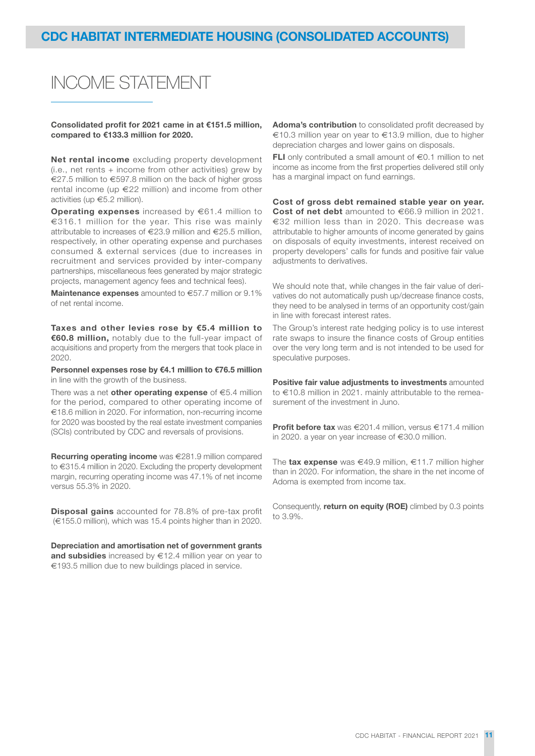# CDC HABITAT INTERMEDIATE HOUSING (CONSOLIDATED ACCOUNTS)

## INCOME STATEMENT

**Consolidated profit for 2021 came in at €151.5 million, compared to €133.3 million for 2020.**

**Net rental income** excluding property development (i.e., net rents + income from other activities) grew by €27.5 million to €597.8 million on the back of higher gross rental income (up €22 million) and income from other activities (up €5.2 million).

**Operating expenses** increased by €61.4 million to €316.1 million for the year. This rise was mainly attributable to increases of €23.9 million and €25.5 million, respectively, in other operating expense and purchases consumed & external services (due to increases in recruitment and services provided by inter-company partnerships, miscellaneous fees generated by major strategic projects, management agency fees and technical fees).

**Maintenance expenses** amounted to €57.7 million or 9.1% of net rental income.

**Taxes and other levies rose by €5.4 million to €60.8 million,** notably due to the full-year impact of acquisitions and property from the mergers that took place in 2020.

**Personnel expenses rose by €4.1 million to €76.5 million** in line with the growth of the business.

There was a net **other operating expense** of €5.4 million for the period, compared to other operating income of €18.6 million in 2020. For information, non-recurring income for 2020 was boosted by the real estate investment companies (SCIs) contributed by CDC and reversals of provisions.

**Recurring operating income** was €281.9 million compared to €315.4 million in 2020. Excluding the property development margin, recurring operating income was 47.1% of net income versus 55.3% in 2020.

**Disposal gains** accounted for 78.8% of pre-tax profit (€155.0 million), which was 15.4 points higher than in 2020.

**Depreciation and amortisation net of government grants and subsidies** increased by €12.4 million year on year to €193.5 million due to new buildings placed in service.

**Adoma's contribution** to consolidated profit decreased by €10.3 million year on year to €13.9 million, due to higher depreciation charges and lower gains on disposals.

**FLI** only contributed a small amount of €0.1 million to net income as income from the first properties delivered still only has a marginal impact on fund earnings.

**Cost of gross debt remained stable year on year. Cost of net debt** amounted to €66.9 million in 2021. €32 million less than in 2020. This decrease was attributable to higher amounts of income generated by gains on disposals of equity investments, interest received on property developers' calls for funds and positive fair value adjustments to derivatives.

We should note that, while changes in the fair value of derivatives do not automatically push up/decrease finance costs, they need to be analysed in terms of an opportunity cost/gain in line with forecast interest rates.

The Group's interest rate hedging policy is to use interest rate swaps to insure the finance costs of Group entities over the very long term and is not intended to be used for speculative purposes.

**Positive fair value adjustments to investments** amounted to €10.8 million in 2021. mainly attributable to the remeasurement of the investment in Juno.

**Profit before tax** was €201.4 million, versus €171.4 million in 2020. a year on year increase of €30.0 million.

The **tax expense** was €49.9 million, €11.7 million higher than in 2020. For information, the share in the net income of Adoma is exempted from income tax.

Consequently, **return on equity (ROE)** climbed by 0.3 points to 3.9%.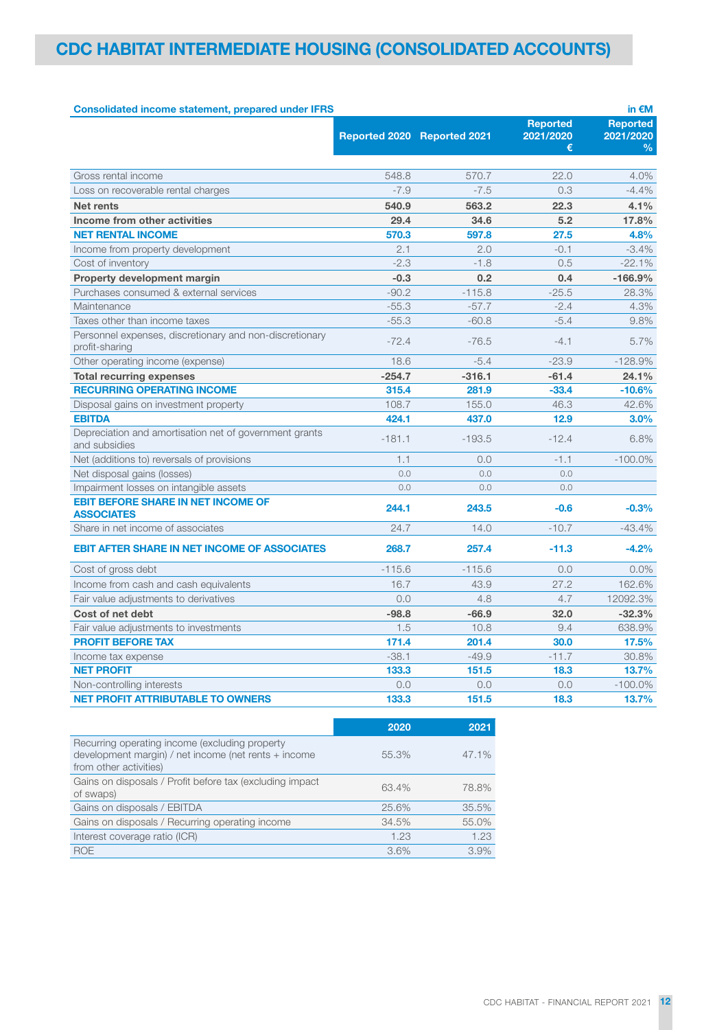# CDC HABITAT INTERMEDIATE HOUSING (CONSOLIDATED ACCOUNTS)

**Consolidated income statement, prepared under IFRS** — in €M

| | Reported 2020 | Reported 2021 | Reported 2021/2020 € | Reported 2021/2020 % |
|---|---|---|---|---|
| Gross rental income | 548.8 | 570.7 | 22.0 | 4.0% |
| Loss on recoverable rental charges | -7.9 | -7.5 | 0.3 | -4.4% |
| **Net rents** | **540.9** | **563.2** | **22.3** | **4.1%** |
| **Income from other activities** | **29.4** | **34.6** | **5.2** | **17.8%** |
| **NET RENTAL INCOME** | **570.3** | **597.8** | **27.5** | **4.8%** |
| Income from property development | 2.1 | 2.0 | -0.1 | -3.4% |
| Cost of inventory | -2.3 | -1.8 | 0.5 | -22.1% |
| **Property development margin** | **-0.3** | **0.2** | **0.4** | **-166.9%** |
| Purchases consumed & external services | -90.2 | -115.8 | -25.5 | 28.3% |
| Maintenance | -55.3 | -57.7 | -2.4 | 4.3% |
| Taxes other than income taxes | -55.3 | -60.8 | -5.4 | 9.8% |
| Personnel expenses, discretionary and non-discretionary profit-sharing | -72.4 | -76.5 | -4.1 | 5.7% |
| Other operating income (expense) | 18.6 | -5.4 | -23.9 | -128.9% |
| **Total recurring expenses** | **-254.7** | **-316.1** | **-61.4** | **24.1%** |
| **RECURRING OPERATING INCOME** | **315.4** | **281.9** | **-33.4** | **-10.6%** |
| Disposal gains on investment property | 108.7 | 155.0 | 46.3 | 42.6% |
| **EBITDA** | **424.1** | **437.0** | **12.9** | **3.0%** |
| Depreciation and amortisation net of government grants and subsidies | -181.1 | -193.5 | -12.4 | 6.8% |
| Net (additions to) reversals of provisions | 1.1 | 0.0 | -1.1 | -100.0% |
| Net disposal gains (losses) | 0.0 | 0.0 | 0.0 | |
| Impairment losses on intangible assets | 0.0 | 0.0 | 0.0 | |
| **EBIT BEFORE SHARE IN NET INCOME OF ASSOCIATES** | **244.1** | **243.5** | **-0.6** | **-0.3%** |
| Share in net income of associates | 24.7 | 14.0 | -10.7 | -43.4% |
| **EBIT AFTER SHARE IN NET INCOME OF ASSOCIATES** | **268.7** | **257.4** | **-11.3** | **-4.2%** |
| Cost of gross debt | -115.6 | -115.6 | 0.0 | 0.0% |
| Income from cash and cash equivalents | 16.7 | 43.9 | 27.2 | 162.6% |
| Fair value adjustments to derivatives | 0.0 | 4.8 | 4.7 | 12092.3% |
| **Cost of net debt** | **-98.8** | **-66.9** | **32.0** | **-32.3%** |
| Fair value adjustments to investments | 1.5 | 10.8 | 9.4 | 638.9% |
| **PROFIT BEFORE TAX** | **171.4** | **201.4** | **30.0** | **17.5%** |
| Income tax expense | -38.1 | -49.9 | -11.7 | 30.8% |
| **NET PROFIT** | **133.3** | **151.5** | **18.3** | **13.7%** |
| Non-controlling interests | 0.0 | 0.0 | 0.0 | -100.0% |
| **NET PROFIT ATTRIBUTABLE TO OWNERS** | **133.3** | **151.5** | **18.3** | **13.7%** |

| | 2020 | 2021 |
|---|---|---|
| Recurring operating income (excluding property development margin) / net income (net rents + income from other activities) | 55.3% | 47.1% |
| Gains on disposals / Profit before tax (excluding impact of swaps) | 63.4% | 78.8% |
| Gains on disposals / EBITDA | 25.6% | 35.5% |
| Gains on disposals / Recurring operating income | 34.5% | 55.0% |
| Interest coverage ratio (ICR) | 1.23 | 1.23 |
| ROE | 3.6% | 3.9% |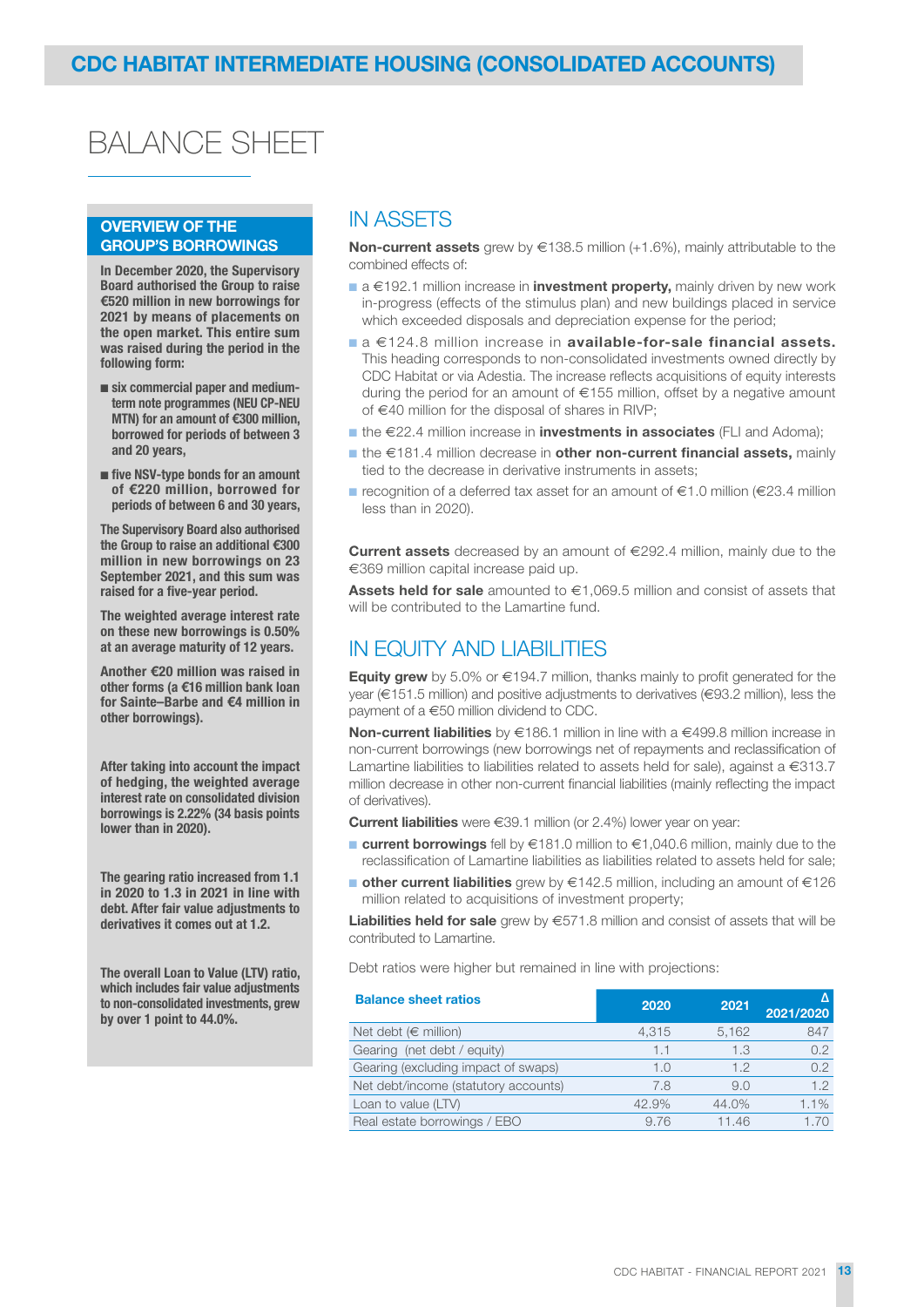## CDC HABITAT INTERMEDIATE HOUSING (CONSOLIDATED ACCOUNTS)

# BALANCE SHEET

### OVERVIEW OF THE GROUP'S BORROWINGS

**In December 2020, the Supervisory Board authorised the Group to raise €520 million in new borrowings for 2021 by means of placements on the open market. This entire sum was raised during the period in the following form:**

- **six commercial paper and medium-term note programmes (NEU CP-NEU MTN) for an amount of €300 million, borrowed for periods of between 3 and 20 years,**
- **five NSV-type bonds for an amount of €220 million, borrowed for periods of between 6 and 30 years,**

**The Supervisory Board also authorised the Group to raise an additional €300 million in new borrowings on 23 September 2021, and this sum was raised for a five-year period.**

**The weighted average interest rate on these new borrowings is 0.50% at an average maturity of 12 years.**

**Another €20 million was raised in other forms (a €16 million bank loan for Sainte–Barbe and €4 million in other borrowings).**

**After taking into account the impact of hedging, the weighted average interest rate on consolidated division borrowings is 2.22% (34 basis points lower than in 2020).**

**The gearing ratio increased from 1.1 in 2020 to 1.3 in 2021 in line with debt. After fair value adjustments to derivatives it comes out at 1.2.**

**The overall Loan to Value (LTV) ratio, which includes fair value adjustments to non-consolidated investments, grew by over 1 point to 44.0%.**

## IN ASSETS

**Non-current assets** grew by €138.5 million (+1.6%), mainly attributable to the combined effects of:

- a €192.1 million increase in **investment property,** mainly driven by new work in-progress (effects of the stimulus plan) and new buildings placed in service which exceeded disposals and depreciation expense for the period;
- a €124.8 million increase in **available-for-sale financial assets.** This heading corresponds to non-consolidated investments owned directly by CDC Habitat or via Adestia. The increase reflects acquisitions of equity interests during the period for an amount of €155 million, offset by a negative amount of €40 million for the disposal of shares in RIVP;
- the €22.4 million increase in **investments in associates** (FLI and Adoma);
- the €181.4 million decrease in **other non-current financial assets,** mainly tied to the decrease in derivative instruments in assets;
- recognition of a deferred tax asset for an amount of €1.0 million (€23.4 million less than in 2020).

**Current assets** decreased by an amount of €292.4 million, mainly due to the €369 million capital increase paid up.

**Assets held for sale** amounted to €1,069.5 million and consist of assets that will be contributed to the Lamartine fund.

## IN EQUITY AND LIABILITIES

**Equity grew** by 5.0% or €194.7 million, thanks mainly to profit generated for the year (€151.5 million) and positive adjustments to derivatives (€93.2 million), less the payment of a €50 million dividend to CDC.

**Non-current liabilities** by €186.1 million in line with a €499.8 million increase in non-current borrowings (new borrowings net of repayments and reclassification of Lamartine liabilities to liabilities related to assets held for sale), against a €313.7 million decrease in other non-current financial liabilities (mainly reflecting the impact of derivatives).

**Current liabilities** were €39.1 million (or 2.4%) lower year on year:

- **current borrowings** fell by €181.0 million to €1,040.6 million, mainly due to the reclassification of Lamartine liabilities as liabilities related to assets held for sale;
- **other current liabilities** grew by €142.5 million, including an amount of €126 million related to acquisitions of investment property;

**Liabilities held for sale** grew by €571.8 million and consist of assets that will be contributed to Lamartine.

Debt ratios were higher but remained in line with projections:

| Balance sheet ratios | 2020 | 2021 | Δ 2021/2020 |
|---|---|---|---|
| Net debt (€ million) | 4,315 | 5,162 | 847 |
| Gearing (net debt / equity) | 1.1 | 1.3 | 0.2 |
| Gearing (excluding impact of swaps) | 1.0 | 1.2 | 0.2 |
| Net debt/income (statutory accounts) | 7.8 | 9.0 | 1.2 |
| Loan to value (LTV) | 42.9% | 44.0% | 1.1% |
| Real estate borrowings / EBO | 9.76 | 11.46 | 1.70 |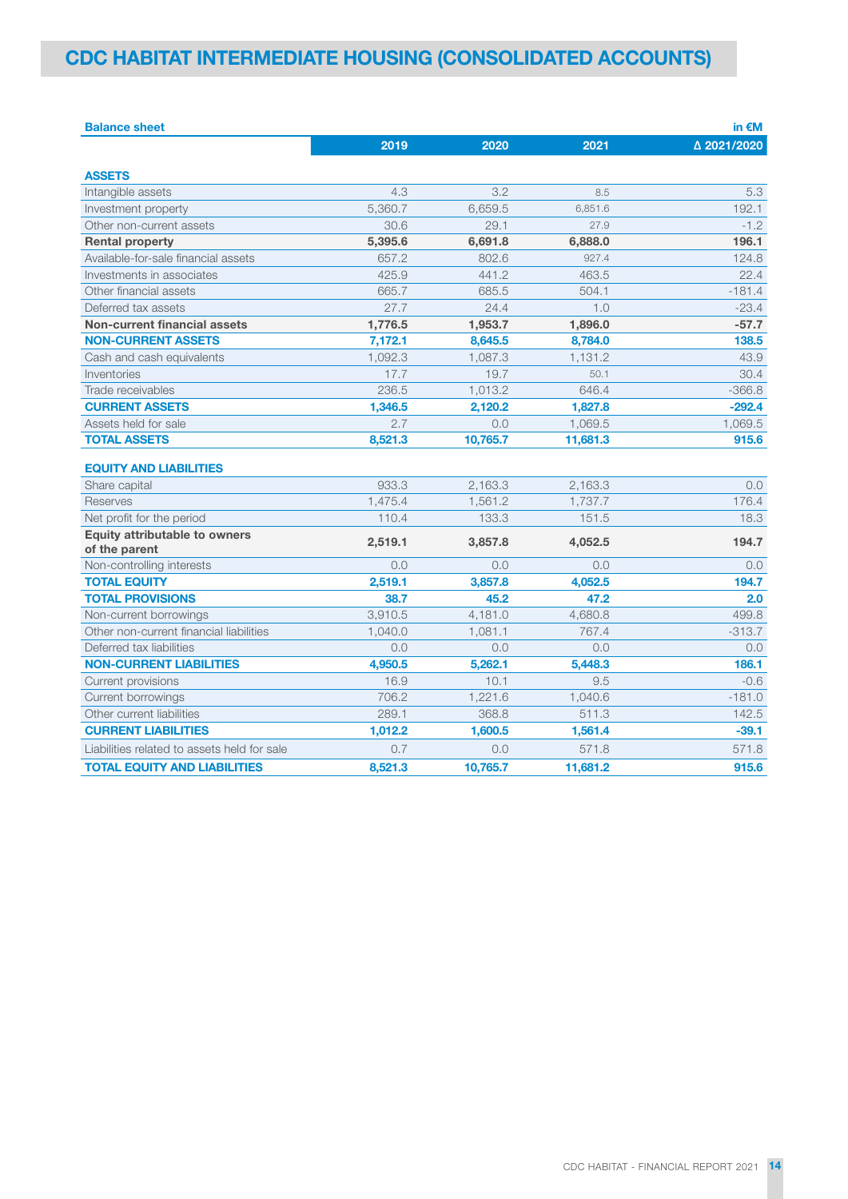# CDC HABITAT INTERMEDIATE HOUSING (CONSOLIDATED ACCOUNTS)

**Balance sheet** — in €M

| | 2019 | 2020 | 2021 | Δ 2021/2020 |
|---|---|---|---|---|
| **ASSETS** | | | | |
| Intangible assets | 4.3 | 3.2 | 8.5 | 5.3 |
| Investment property | 5,360.7 | 6,659.5 | 6,851.6 | 192.1 |
| Other non-current assets | 30.6 | 29.1 | 27.9 | -1.2 |
| **Rental property** | **5,395.6** | **6,691.8** | **6,888.0** | **196.1** |
| Available-for-sale financial assets | 657.2 | 802.6 | 927.4 | 124.8 |
| Investments in associates | 425.9 | 441.2 | 463.5 | 22.4 |
| Other financial assets | 665.7 | 685.5 | 504.1 | -181.4 |
| Deferred tax assets | 27.7 | 24.4 | 1.0 | -23.4 |
| **Non-current financial assets** | **1,776.5** | **1,953.7** | **1,896.0** | **-57.7** |
| **NON-CURRENT ASSETS** | **7,172.1** | **8,645.5** | **8,784.0** | **138.5** |
| Cash and cash equivalents | 1,092.3 | 1,087.3 | 1,131.2 | 43.9 |
| Inventories | 17.7 | 19.7 | 50.1 | 30.4 |
| Trade receivables | 236.5 | 1,013.2 | 646.4 | -366.8 |
| **CURRENT ASSETS** | **1,346.5** | **2,120.2** | **1,827.8** | **-292.4** |
| Assets held for sale | 2.7 | 0.0 | 1,069.5 | 1,069.5 |
| **TOTAL ASSETS** | **8,521.3** | **10,765.7** | **11,681.3** | **915.6** |
| **EQUITY AND LIABILITIES** | | | | |
| Share capital | 933.3 | 2,163.3 | 2,163.3 | 0.0 |
| Reserves | 1,475.4 | 1,561.2 | 1,737.7 | 176.4 |
| Net profit for the period | 110.4 | 133.3 | 151.5 | 18.3 |
| **Equity attributable to owners of the parent** | **2,519.1** | **3,857.8** | **4,052.5** | **194.7** |
| Non-controlling interests | 0.0 | 0.0 | 0.0 | 0.0 |
| **TOTAL EQUITY** | **2,519.1** | **3,857.8** | **4,052.5** | **194.7** |
| **TOTAL PROVISIONS** | **38.7** | **45.2** | **47.2** | **2.0** |
| Non-current borrowings | 3,910.5 | 4,181.0 | 4,680.8 | 499.8 |
| Other non-current financial liabilities | 1,040.0 | 1,081.1 | 767.4 | -313.7 |
| Deferred tax liabilities | 0.0 | 0.0 | 0.0 | 0.0 |
| **NON-CURRENT LIABILITIES** | **4,950.5** | **5,262.1** | **5,448.3** | **186.1** |
| Current provisions | 16.9 | 10.1 | 9.5 | -0.6 |
| Current borrowings | 706.2 | 1,221.6 | 1,040.6 | -181.0 |
| Other current liabilities | 289.1 | 368.8 | 511.3 | 142.5 |
| **CURRENT LIABILITIES** | **1,012.2** | **1,600.5** | **1,561.4** | **-39.1** |
| Liabilities related to assets held for sale | 0.7 | 0.0 | 571.8 | 571.8 |
| **TOTAL EQUITY AND LIABILITIES** | **8,521.3** | **10,765.7** | **11,681.2** | **915.6** |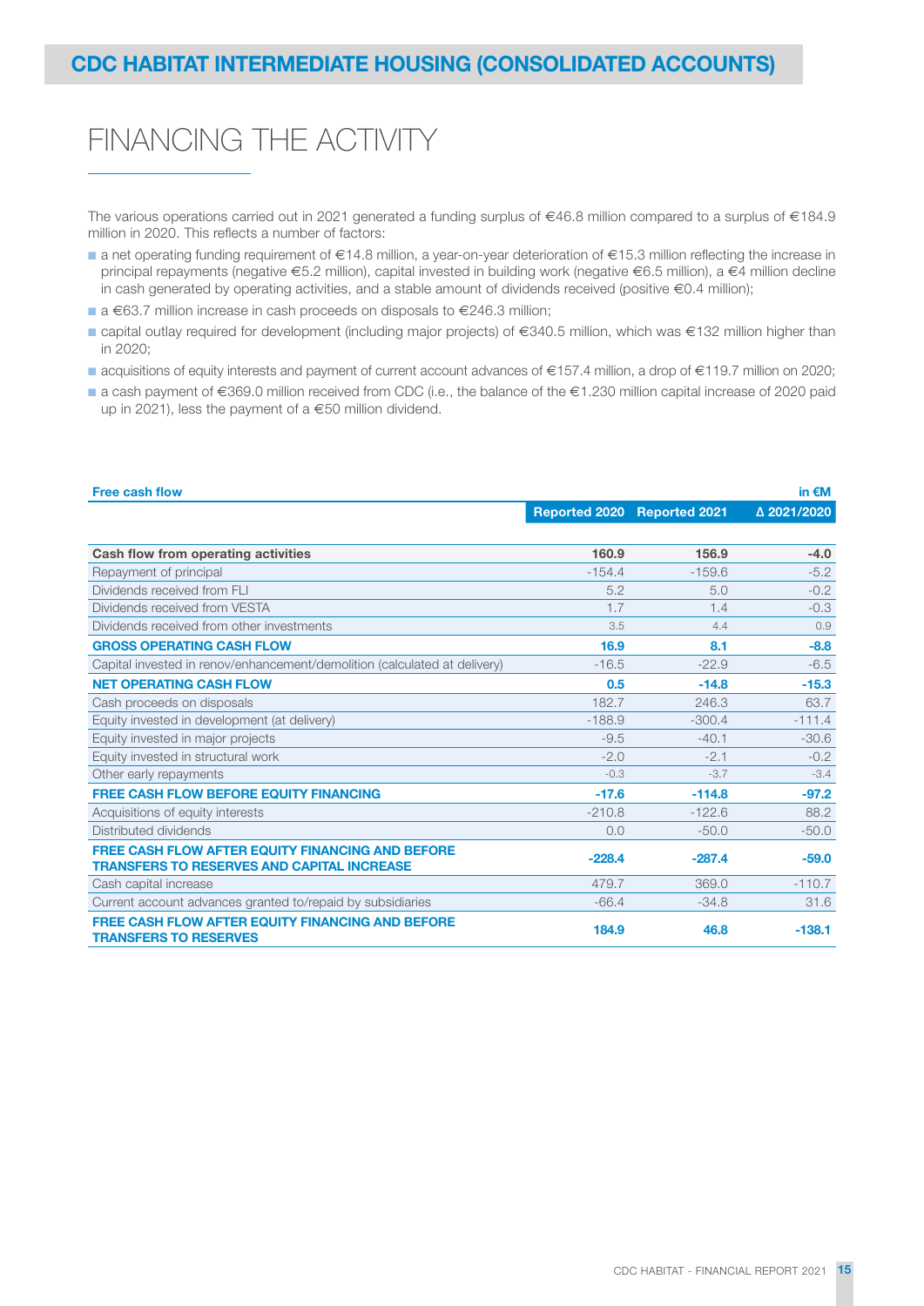## CDC HABITAT INTERMEDIATE HOUSING (CONSOLIDATED ACCOUNTS)

# FINANCING THE ACTIVITY

The various operations carried out in 2021 generated a funding surplus of €46.8 million compared to a surplus of €184.9 million in 2020. This reflects a number of factors:

- a net operating funding requirement of €14.8 million, a year-on-year deterioration of €15.3 million reflecting the increase in principal repayments (negative €5.2 million), capital invested in building work (negative €6.5 million), a €4 million decline in cash generated by operating activities, and a stable amount of dividends received (positive €0.4 million);
- a €63.7 million increase in cash proceeds on disposals to €246.3 million;
- capital outlay required for development (including major projects) of €340.5 million, which was €132 million higher than in 2020;
- acquisitions of equity interests and payment of current account advances of €157.4 million, a drop of €119.7 million on 2020;
- a cash payment of €369.0 million received from CDC (i.e., the balance of the €1.230 million capital increase of 2020 paid up in 2021), less the payment of a €50 million dividend.

**Free cash flow** — in €M

| | Reported 2020 | Reported 2021 | Δ 2021/2020 |
|---|---|---|---|
| **Cash flow from operating activities** | **160.9** | **156.9** | **-4.0** |
| Repayment of principal | -154.4 | -159.6 | -5.2 |
| Dividends received from FLI | 5.2 | 5.0 | -0.2 |
| Dividends received from VESTA | 1.7 | 1.4 | -0.3 |
| Dividends received from other investments | 3.5 | 4.4 | 0.9 |
| **GROSS OPERATING CASH FLOW** | **16.9** | **8.1** | **-8.8** |
| Capital invested in renov/enhancement/demolition (calculated at delivery) | -16.5 | -22.9 | -6.5 |
| **NET OPERATING CASH FLOW** | **0.5** | **-14.8** | **-15.3** |
| Cash proceeds on disposals | 182.7 | 246.3 | 63.7 |
| Equity invested in development (at delivery) | -188.9 | -300.4 | -111.4 |
| Equity invested in major projects | -9.5 | -40.1 | -30.6 |
| Equity invested in structural work | -2.0 | -2.1 | -0.2 |
| Other early repayments | -0.3 | -3.7 | -3.4 |
| **FREE CASH FLOW BEFORE EQUITY FINANCING** | **-17.6** | **-114.8** | **-97.2** |
| Acquisitions of equity interests | -210.8 | -122.6 | 88.2 |
| Distributed dividends | 0.0 | -50.0 | -50.0 |
| **FREE CASH FLOW AFTER EQUITY FINANCING AND BEFORE TRANSFERS TO RESERVES AND CAPITAL INCREASE** | **-228.4** | **-287.4** | **-59.0** |
| Cash capital increase | 479.7 | 369.0 | -110.7 |
| Current account advances granted to/repaid by subsidiaries | -66.4 | -34.8 | 31.6 |
| **FREE CASH FLOW AFTER EQUITY FINANCING AND BEFORE TRANSFERS TO RESERVES** | **184.9** | **46.8** | **-138.1** |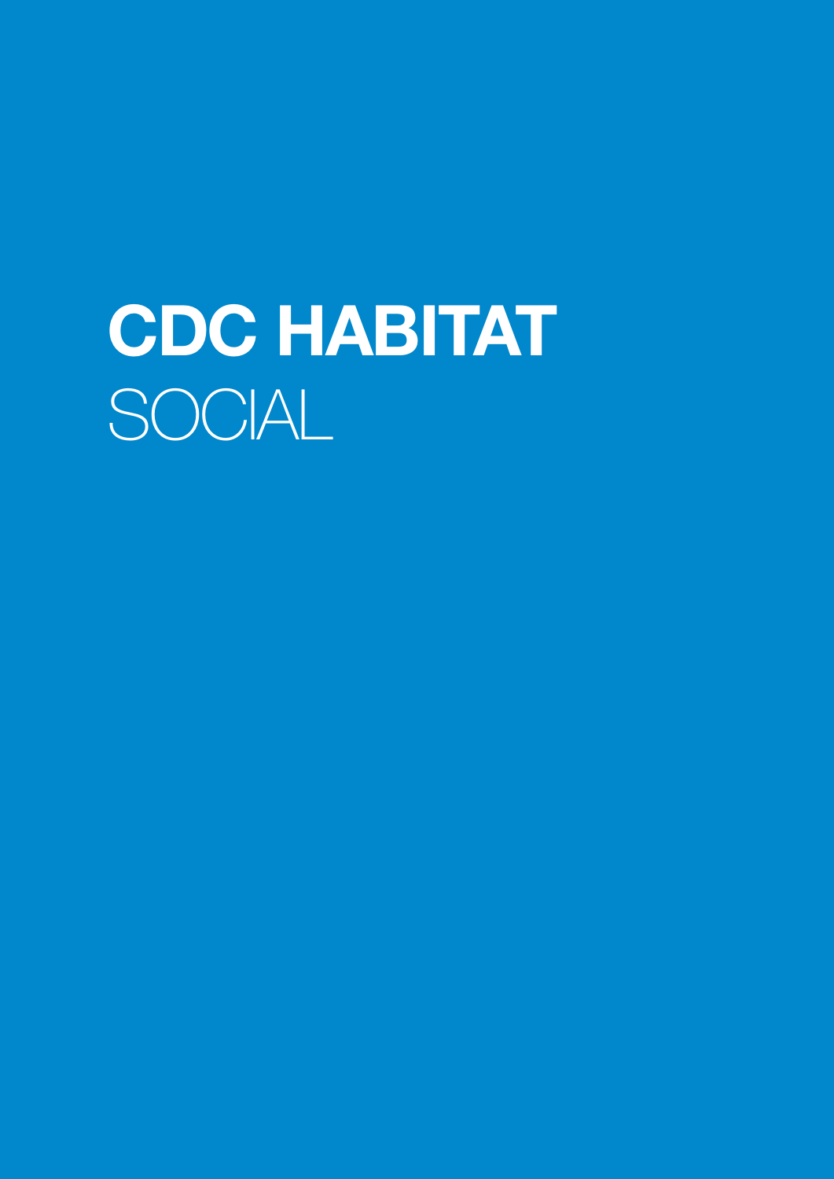# CDC HABITAT
SOCIAL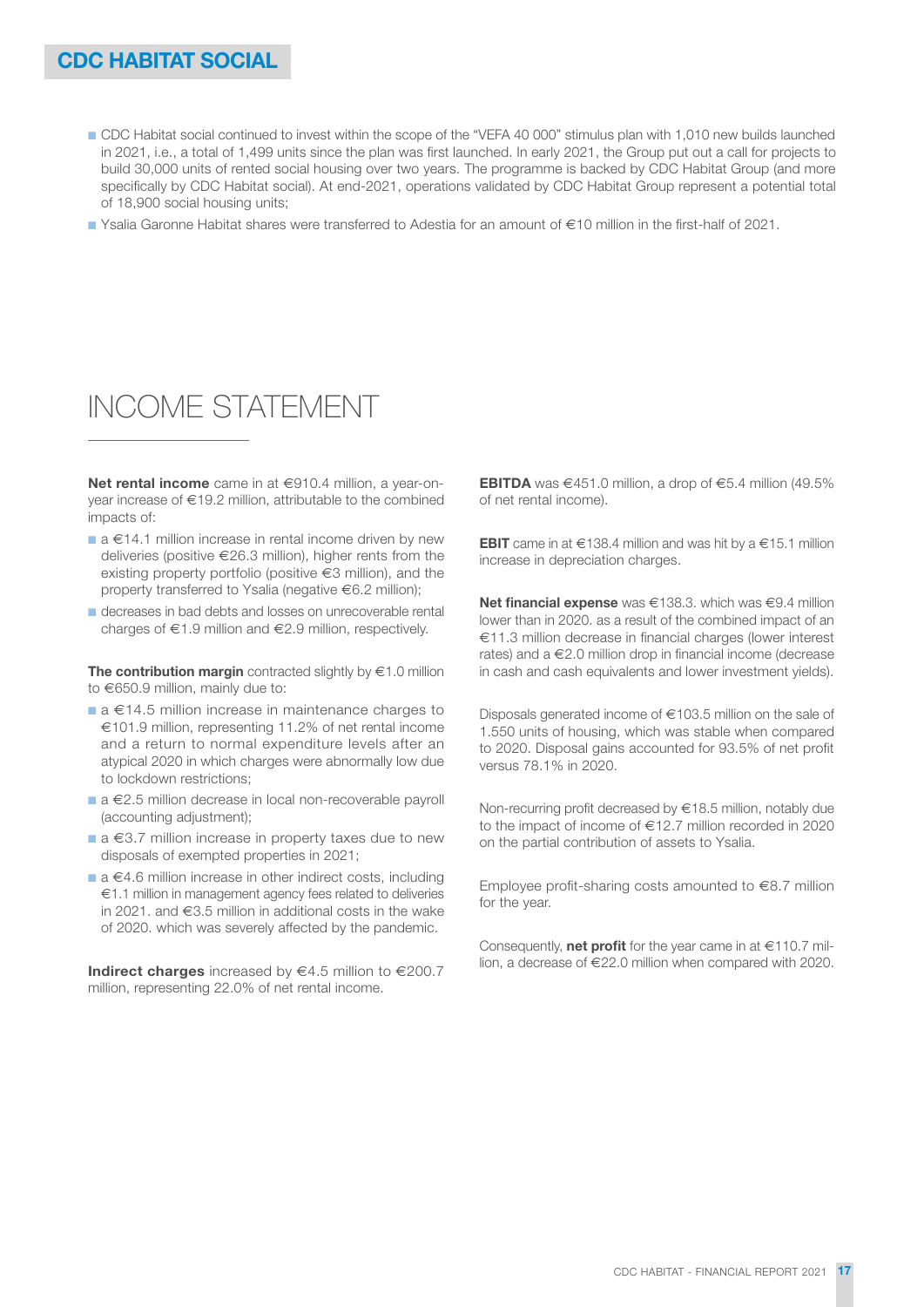## CDC HABITAT SOCIAL

- CDC Habitat social continued to invest within the scope of the "VEFA 40 000" stimulus plan with 1,010 new builds launched in 2021, i.e., a total of 1,499 units since the plan was first launched. In early 2021, the Group put out a call for projects to build 30,000 units of rented social housing over two years. The programme is backed by CDC Habitat Group (and more specifically by CDC Habitat social). At end-2021, operations validated by CDC Habitat Group represent a potential total of 18,900 social housing units;
- Ysalia Garonne Habitat shares were transferred to Adestia for an amount of €10 million in the first-half of 2021.

# INCOME STATEMENT

**Net rental income** came in at €910.4 million, a year-on-year increase of €19.2 million, attributable to the combined impacts of:

- a €14.1 million increase in rental income driven by new deliveries (positive €26.3 million), higher rents from the existing property portfolio (positive €3 million), and the property transferred to Ysalia (negative €6.2 million);
- decreases in bad debts and losses on unrecoverable rental charges of €1.9 million and €2.9 million, respectively.

**The contribution margin** contracted slightly by €1.0 million to €650.9 million, mainly due to:

- a €14.5 million increase in maintenance charges to €101.9 million, representing 11.2% of net rental income and a return to normal expenditure levels after an atypical 2020 in which charges were abnormally low due to lockdown restrictions;
- a €2.5 million decrease in local non-recoverable payroll (accounting adjustment);
- a €3.7 million increase in property taxes due to new disposals of exempted properties in 2021;
- a €4.6 million increase in other indirect costs, including €1.1 million in management agency fees related to deliveries in 2021. and €3.5 million in additional costs in the wake of 2020. which was severely affected by the pandemic.

**Indirect charges** increased by €4.5 million to €200.7 million, representing 22.0% of net rental income.

**EBITDA** was €451.0 million, a drop of €5.4 million (49.5% of net rental income).

**EBIT** came in at €138.4 million and was hit by a €15.1 million increase in depreciation charges.

**Net financial expense** was €138.3. which was €9.4 million lower than in 2020. as a result of the combined impact of an €11.3 million decrease in financial charges (lower interest rates) and a €2.0 million drop in financial income (decrease in cash and cash equivalents and lower investment yields).

Disposals generated income of €103.5 million on the sale of 1.550 units of housing, which was stable when compared to 2020. Disposal gains accounted for 93.5% of net profit versus 78.1% in 2020.

Non-recurring profit decreased by €18.5 million, notably due to the impact of income of €12.7 million recorded in 2020 on the partial contribution of assets to Ysalia.

Employee profit-sharing costs amounted to €8.7 million for the year.

Consequently, **net profit** for the year came in at €110.7 million, a decrease of €22.0 million when compared with 2020.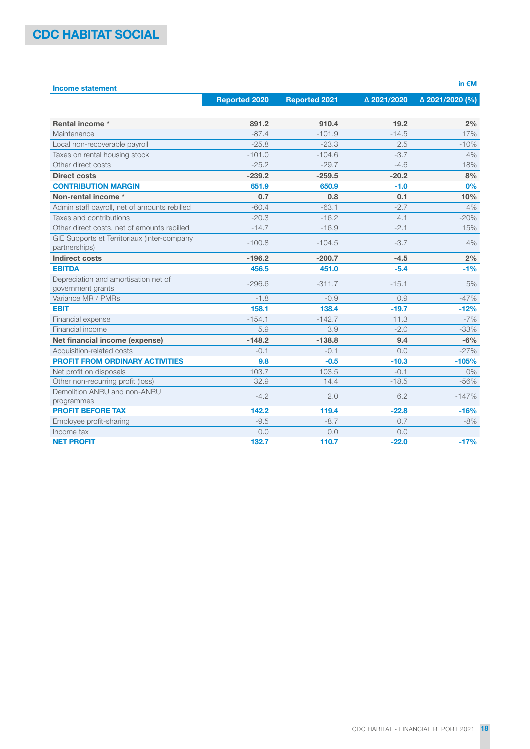# CDC HABITAT SOCIAL

**Income statement**

in €M

| | Reported 2020 | Reported 2021 | Δ 2021/2020 | Δ 2021/2020 (%) |
|---|---|---|---|---|
| **Rental income *** | **891.2** | **910.4** | **19.2** | **2%** |
| Maintenance | -87.4 | -101.9 | -14.5 | 17% |
| Local non-recoverable payroll | -25.8 | -23.3 | 2.5 | -10% |
| Taxes on rental housing stock | -101.0 | -104.6 | -3.7 | 4% |
| Other direct costs | -25.2 | -29.7 | -4.6 | 18% |
| **Direct costs** | **-239.2** | **-259.5** | **-20.2** | **8%** |
| **CONTRIBUTION MARGIN** | **651.9** | **650.9** | **-1.0** | **0%** |
| **Non-rental income *** | **0.7** | **0.8** | **0.1** | **10%** |
| Admin staff payroll, net of amounts rebilled | -60.4 | -63.1 | -2.7 | 4% |
| Taxes and contributions | -20.3 | -16.2 | 4.1 | -20% |
| Other direct costs, net of amounts rebilled | -14.7 | -16.9 | -2.1 | 15% |
| GIE Supports et Territoriaux (inter-company partnerships) | -100.8 | -104.5 | -3.7 | 4% |
| **Indirect costs** | **-196.2** | **-200.7** | **-4.5** | **2%** |
| **EBITDA** | **456.5** | **451.0** | **-5.4** | **-1%** |
| Depreciation and amortisation net of government grants | -296.6 | -311.7 | -15.1 | 5% |
| Variance MR / PMRs | -1.8 | -0.9 | 0.9 | -47% |
| **EBIT** | **158.1** | **138.4** | **-19.7** | **-12%** |
| Financial expense | -154.1 | -142.7 | 11.3 | -7% |
| Financial income | 5.9 | 3.9 | -2.0 | -33% |
| **Net financial income (expense)** | **-148.2** | **-138.8** | **9.4** | **-6%** |
| Acquisition-related costs | -0.1 | -0.1 | 0.0 | -27% |
| **PROFIT FROM ORDINARY ACTIVITIES** | **9.8** | **-0.5** | **-10.3** | **-105%** |
| Net profit on disposals | 103.7 | 103.5 | -0.1 | 0% |
| Other non-recurring profit (loss) | 32.9 | 14.4 | -18.5 | -56% |
| Demolition ANRU and non-ANRU programmes | -4.2 | 2.0 | 6.2 | -147% |
| **PROFIT BEFORE TAX** | **142.2** | **119.4** | **-22.8** | **-16%** |
| Employee profit-sharing | -9.5 | -8.7 | 0.7 | -8% |
| Income tax | 0.0 | 0.0 | 0.0 | |
| **NET PROFIT** | **132.7** | **110.7** | **-22.0** | **-17%** |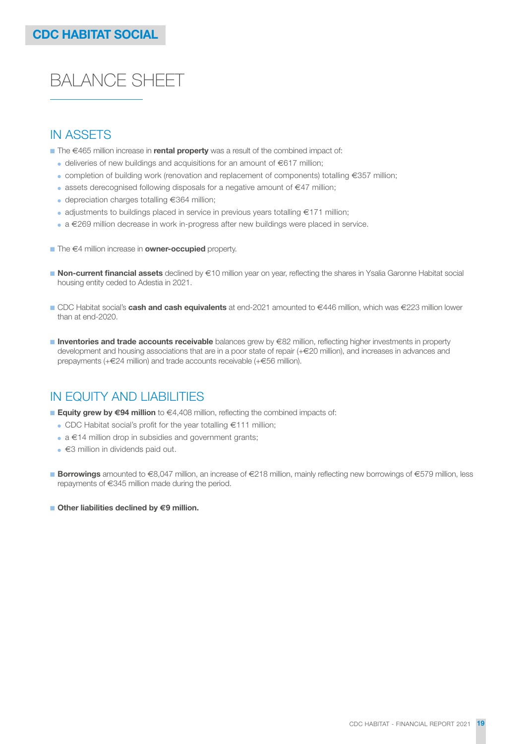# BALANCE SHEET

## IN ASSETS

- The €465 million increase in **rental property** was a result of the combined impact of:
  - deliveries of new buildings and acquisitions for an amount of €617 million;
  - completion of building work (renovation and replacement of components) totalling €357 million;
  - assets derecognised following disposals for a negative amount of €47 million;
  - depreciation charges totalling €364 million;
  - adjustments to buildings placed in service in previous years totalling €171 million;
  - a €269 million decrease in work in-progress after new buildings were placed in service.

- The €4 million increase in **owner-occupied** property.

- **Non-current financial assets** declined by €10 million year on year, reflecting the shares in Ysalia Garonne Habitat social housing entity ceded to Adestia in 2021.

- CDC Habitat social's **cash and cash equivalents** at end-2021 amounted to €446 million, which was €223 million lower than at end-2020.

- **Inventories and trade accounts receivable** balances grew by €82 million, reflecting higher investments in property development and housing associations that are in a poor state of repair (+€20 million), and increases in advances and prepayments (+€24 million) and trade accounts receivable (+€56 million).

## IN EQUITY AND LIABILITIES

- **Equity grew by €94 million** to €4,408 million, reflecting the combined impacts of:
  - CDC Habitat social's profit for the year totalling €111 million;
  - a €14 million drop in subsidies and government grants;
  - €3 million in dividends paid out.

- **Borrowings** amounted to €8,047 million, an increase of €218 million, mainly reflecting new borrowings of €579 million, less repayments of €345 million made during the period.

- **Other liabilities declined by €9 million.**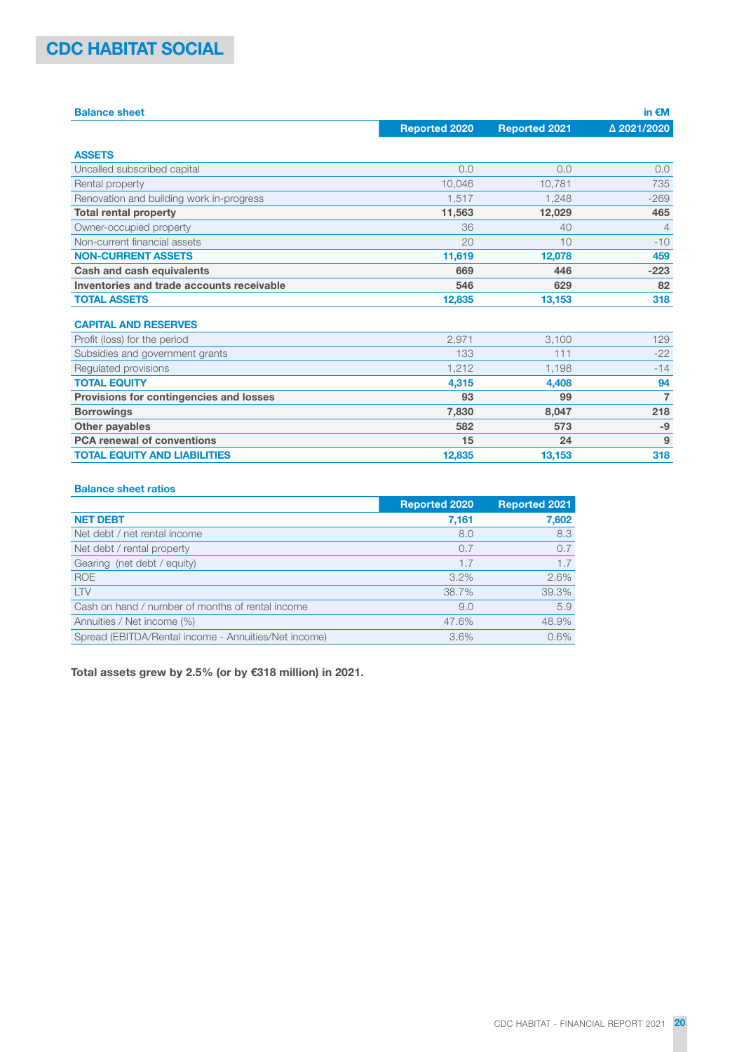# CDC HABITAT SOCIAL

**Balance sheet** — in €M

| | Reported 2020 | Reported 2021 | Δ 2021/2020 |
|---|---|---|---|
| **ASSETS** | | | |
| Uncalled subscribed capital | 0.0 | 0.0 | 0.0 |
| Rental property | 10,046 | 10,781 | 735 |
| Renovation and building work in-progress | 1,517 | 1,248 | -269 |
| **Total rental property** | **11,563** | **12,029** | **465** |
| Owner-occupied property | 36 | 40 | 4 |
| Non-current financial assets | 20 | 10 | -10 |
| **NON-CURRENT ASSETS** | **11,619** | **12,078** | **459** |
| **Cash and cash equivalents** | **669** | **446** | **-223** |
| **Inventories and trade accounts receivable** | **546** | **629** | **82** |
| **TOTAL ASSETS** | **12,835** | **13,153** | **318** |
| **CAPITAL AND RESERVES** | | | |
| Profit (loss) for the period | 2,971 | 3,100 | 129 |
| Subsidies and government grants | 133 | 111 | -22 |
| Regulated provisions | 1,212 | 1,198 | -14 |
| **TOTAL EQUITY** | **4,315** | **4,408** | **94** |
| **Provisions for contingencies and losses** | **93** | **99** | **7** |
| **Borrowings** | **7,830** | **8,047** | **218** |
| **Other payables** | **582** | **573** | **-9** |
| **PCA renewal of conventions** | **15** | **24** | **9** |
| **TOTAL EQUITY AND LIABILITIES** | **12,835** | **13,153** | **318** |

**Balance sheet ratios**

| | Reported 2020 | Reported 2021 |
|---|---|---|
| **NET DEBT** | **7,161** | **7,602** |
| Net debt / net rental income | 8.0 | 8.3 |
| Net debt / rental property | 0.7 | 0.7 |
| Gearing (net debt / equity) | 1.7 | 1.7 |
| ROE | 3.2% | 2.6% |
| LTV | 38.7% | 39.3% |
| Cash on hand / number of months of rental income | 9.0 | 5.9 |
| Annuities / Net income (%) | 47.6% | 48.9% |
| Spread (EBITDA/Rental income - Annuities/Net income) | 3.6% | 0.6% |

**Total assets grew by 2.5% (or by €318 million) in 2021.**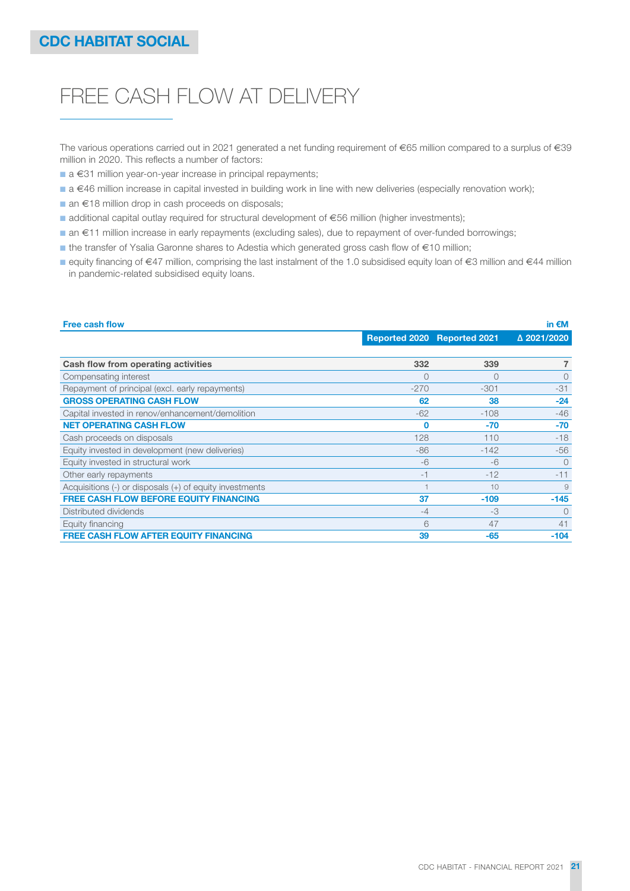# FREE CASH FLOW AT DELIVERY

The various operations carried out in 2021 generated a net funding requirement of €65 million compared to a surplus of €39 million in 2020. This reflects a number of factors:

- a €31 million year-on-year increase in principal repayments;
- a €46 million increase in capital invested in building work in line with new deliveries (especially renovation work);
- an €18 million drop in cash proceeds on disposals;
- additional capital outlay required for structural development of €56 million (higher investments);
- an €11 million increase in early repayments (excluding sales), due to repayment of over-funded borrowings;
- the transfer of Ysalia Garonne shares to Adestia which generated gross cash flow of €10 million;
- equity financing of €47 million, comprising the last instalment of the 1.0 subsidised equity loan of €3 million and €44 million in pandemic-related subsidised equity loans.

**Free cash flow** — in €M

| | Reported 2020 | Reported 2021 | Δ 2021/2020 |
|---|---|---|---|
| **Cash flow from operating activities** | **332** | **339** | **7** |
| Compensating interest | 0 | 0 | 0 |
| Repayment of principal (excl. early repayments) | -270 | -301 | -31 |
| **GROSS OPERATING CASH FLOW** | **62** | **38** | **-24** |
| Capital invested in renov/enhancement/demolition | -62 | -108 | -46 |
| **NET OPERATING CASH FLOW** | **0** | **-70** | **-70** |
| Cash proceeds on disposals | 128 | 110 | -18 |
| Equity invested in development (new deliveries) | -86 | -142 | -56 |
| Equity invested in structural work | -6 | -6 | 0 |
| Other early repayments | -1 | -12 | -11 |
| Acquisitions (-) or disposals (+) of equity investments | 1 | 10 | 9 |
| **FREE CASH FLOW BEFORE EQUITY FINANCING** | **37** | **-109** | **-145** |
| Distributed dividends | -4 | -3 | 0 |
| Equity financing | 6 | 47 | 41 |
| **FREE CASH FLOW AFTER EQUITY FINANCING** | **39** | **-65** | **-104** |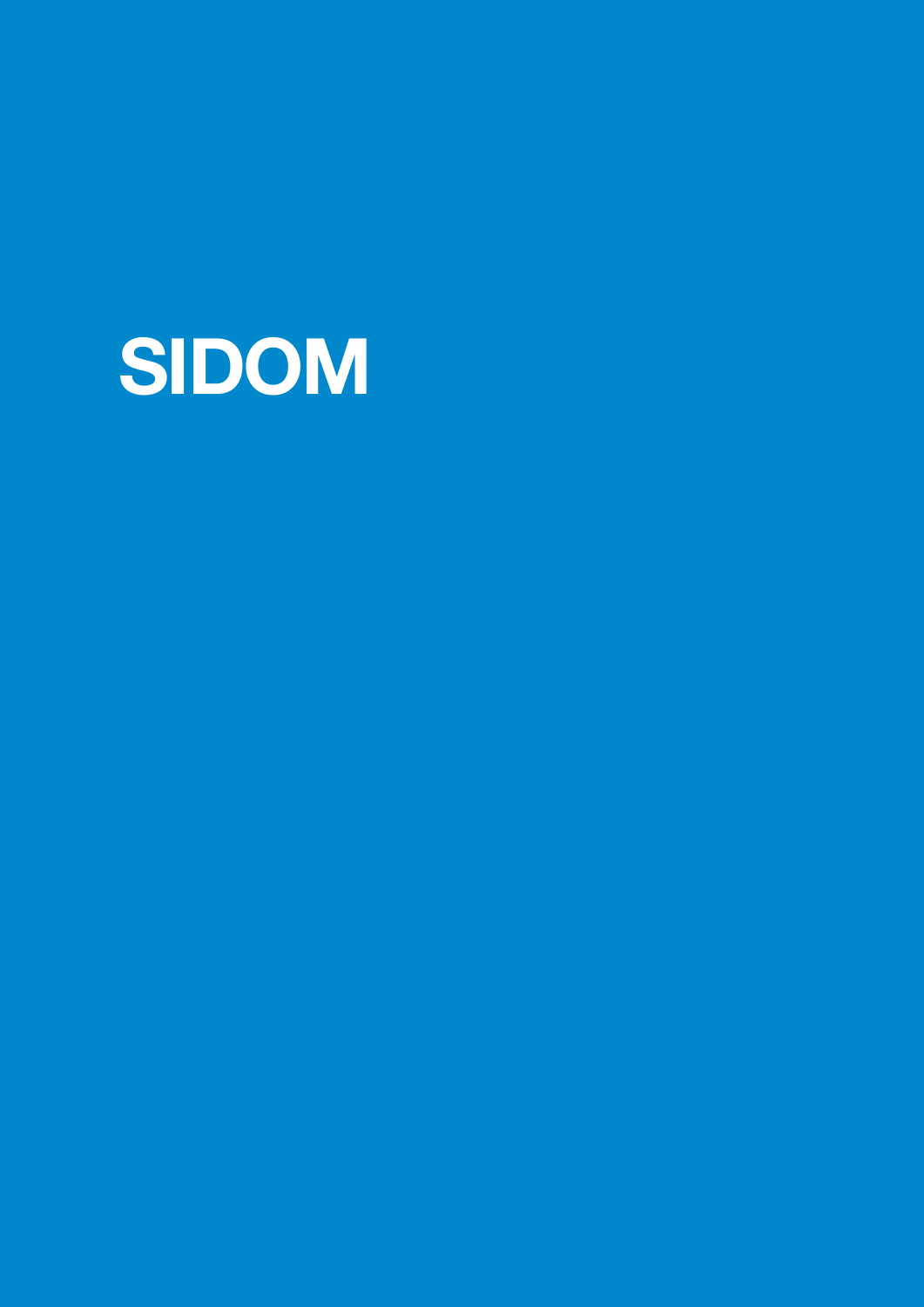# SIDOM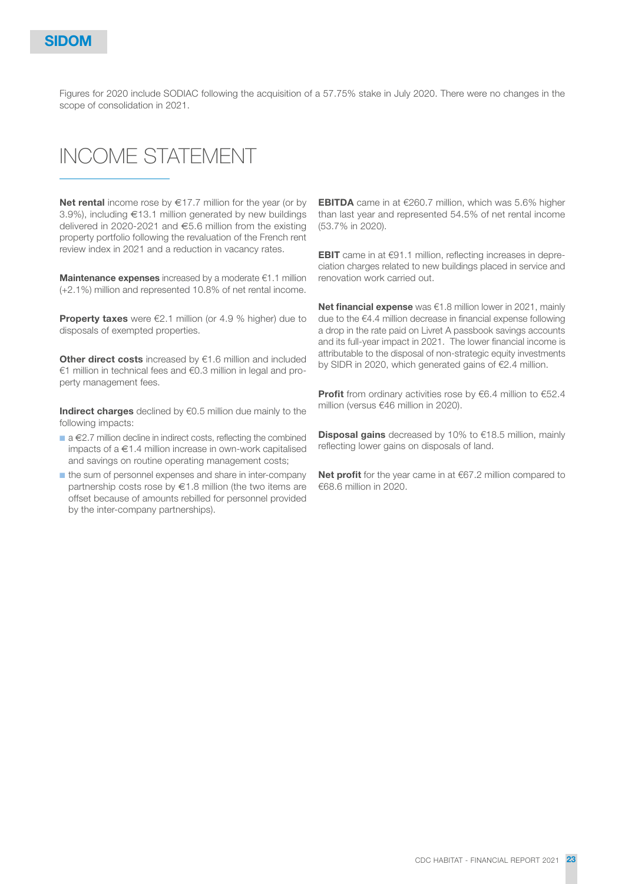## SIDOM

Figures for 2020 include SODIAC following the acquisition of a 57.75% stake in July 2020. There were no changes in the scope of consolidation in 2021.

# INCOME STATEMENT

**Net rental** income rose by €17.7 million for the year (or by 3.9%), including €13.1 million generated by new buildings delivered in 2020-2021 and €5.6 million from the existing property portfolio following the revaluation of the French rent review index in 2021 and a reduction in vacancy rates.

**Maintenance expenses** increased by a moderate €1.1 million (+2.1%) million and represented 10.8% of net rental income.

**Property taxes** were €2.1 million (or 4.9 % higher) due to disposals of exempted properties.

**Other direct costs** increased by €1.6 million and included €1 million in technical fees and €0.3 million in legal and property management fees.

**Indirect charges** declined by €0.5 million due mainly to the following impacts:

- a €2.7 million decline in indirect costs, reflecting the combined impacts of a €1.4 million increase in own-work capitalised and savings on routine operating management costs;
- the sum of personnel expenses and share in inter-company partnership costs rose by €1.8 million (the two items are offset because of amounts rebilled for personnel provided by the inter-company partnerships).

**EBITDA** came in at €260.7 million, which was 5.6% higher than last year and represented 54.5% of net rental income (53.7% in 2020).

**EBIT** came in at €91.1 million, reflecting increases in depreciation charges related to new buildings placed in service and renovation work carried out.

**Net financial expense** was €1.8 million lower in 2021, mainly due to the €4.4 million decrease in financial expense following a drop in the rate paid on Livret A passbook savings accounts and its full-year impact in 2021. The lower financial income is attributable to the disposal of non-strategic equity investments by SIDR in 2020, which generated gains of €2.4 million.

**Profit** from ordinary activities rose by €6.4 million to €52.4 million (versus €46 million in 2020).

**Disposal gains** decreased by 10% to €18.5 million, mainly reflecting lower gains on disposals of land.

**Net profit** for the year came in at €67.2 million compared to €68.6 million in 2020.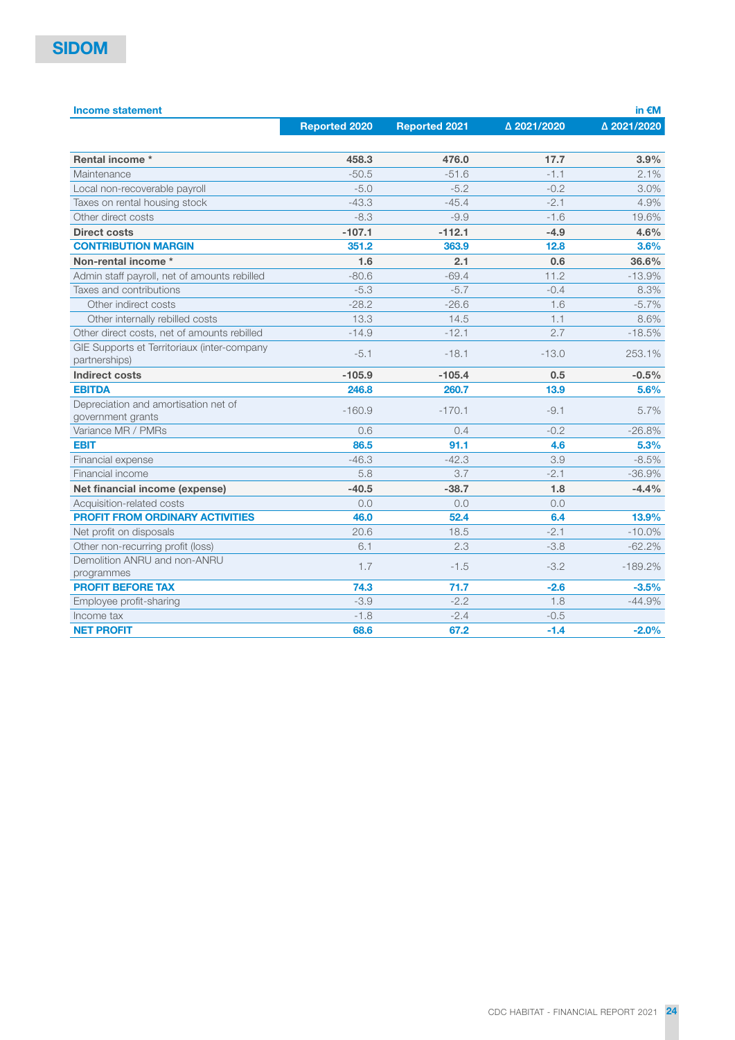# SIDOM

**Income statement** in €M

| | Reported 2020 | Reported 2021 | Δ 2021/2020 | Δ 2021/2020 |
|---|---|---|---|---|
| **Rental income *** | **458.3** | **476.0** | **17.7** | **3.9%** |
| Maintenance | -50.5 | -51.6 | -1.1 | 2.1% |
| Local non-recoverable payroll | -5.0 | -5.2 | -0.2 | 3.0% |
| Taxes on rental housing stock | -43.3 | -45.4 | -2.1 | 4.9% |
| Other direct costs | -8.3 | -9.9 | -1.6 | 19.6% |
| **Direct costs** | **-107.1** | **-112.1** | **-4.9** | **4.6%** |
| **CONTRIBUTION MARGIN** | **351.2** | **363.9** | **12.8** | **3.6%** |
| **Non-rental income *** | **1.6** | **2.1** | **0.6** | **36.6%** |
| Admin staff payroll, net of amounts rebilled | -80.6 | -69.4 | 11.2 | -13.9% |
| Taxes and contributions | -5.3 | -5.7 | -0.4 | 8.3% |
| Other indirect costs | -28.2 | -26.6 | 1.6 | -5.7% |
| Other internally rebilled costs | 13.3 | 14.5 | 1.1 | 8.6% |
| Other direct costs, net of amounts rebilled | -14.9 | -12.1 | 2.7 | -18.5% |
| GIE Supports et Territoriaux (inter-company partnerships) | -5.1 | -18.1 | -13.0 | 253.1% |
| **Indirect costs** | **-105.9** | **-105.4** | **0.5** | **-0.5%** |
| **EBITDA** | **246.8** | **260.7** | **13.9** | **5.6%** |
| Depreciation and amortisation net of government grants | -160.9 | -170.1 | -9.1 | 5.7% |
| Variance MR / PMRs | 0.6 | 0.4 | -0.2 | -26.8% |
| **EBIT** | **86.5** | **91.1** | **4.6** | **5.3%** |
| Financial expense | -46.3 | -42.3 | 3.9 | -8.5% |
| Financial income | 5.8 | 3.7 | -2.1 | -36.9% |
| **Net financial income (expense)** | **-40.5** | **-38.7** | **1.8** | **-4.4%** |
| Acquisition-related costs | 0.0 | 0.0 | 0.0 | |
| **PROFIT FROM ORDINARY ACTIVITIES** | **46.0** | **52.4** | **6.4** | **13.9%** |
| Net profit on disposals | 20.6 | 18.5 | -2.1 | -10.0% |
| Other non-recurring profit (loss) | 6.1 | 2.3 | -3.8 | -62.2% |
| Demolition ANRU and non-ANRU programmes | 1.7 | -1.5 | -3.2 | -189.2% |
| **PROFIT BEFORE TAX** | **74.3** | **71.7** | **-2.6** | **-3.5%** |
| Employee profit-sharing | -3.9 | -2.2 | 1.8 | -44.9% |
| Income tax | -1.8 | -2.4 | -0.5 | |
| **NET PROFIT** | **68.6** | **67.2** | **-1.4** | **-2.0%** |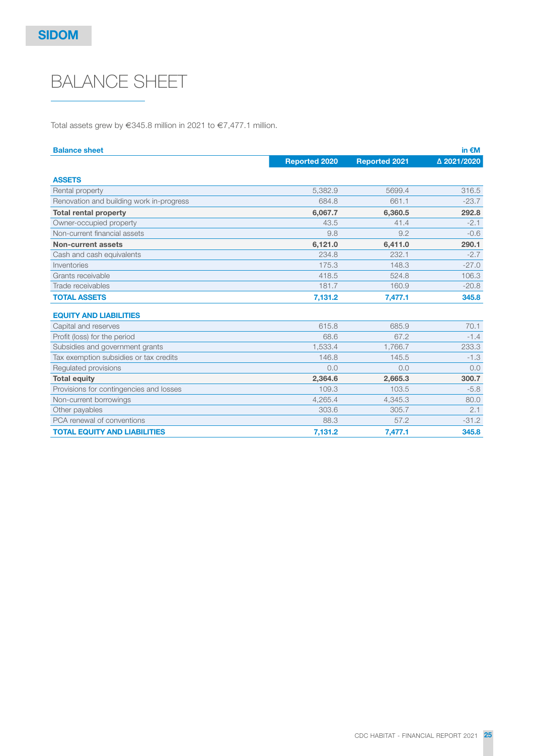**SIDOM**

# BALANCE SHEET

Total assets grew by €345.8 million in 2021 to €7,477.1 million.

| Balance sheet | Reported 2020 | Reported 2021 | Δ 2021/2020 |
|---|---|---|---|
| | | | in €M |
| **ASSETS** | | | |
| Rental property | 5,382.9 | 5699.4 | 316.5 |
| Renovation and building work in-progress | 684.8 | 661.1 | -23.7 |
| **Total rental property** | **6,067.7** | **6,360.5** | **292.8** |
| Owner-occupied property | 43.5 | 41.4 | -2.1 |
| Non-current financial assets | 9.8 | 9.2 | -0.6 |
| **Non-current assets** | **6,121.0** | **6,411.0** | **290.1** |
| Cash and cash equivalents | 234.8 | 232.1 | -2.7 |
| Inventories | 175.3 | 148.3 | -27.0 |
| Grants receivable | 418.5 | 524.8 | 106.3 |
| Trade receivables | 181.7 | 160.9 | -20.8 |
| **TOTAL ASSETS** | **7,131.2** | **7,477.1** | **345.8** |
| **EQUITY AND LIABILITIES** | | | |
| Capital and reserves | 615.8 | 685.9 | 70.1 |
| Profit (loss) for the period | 68.6 | 67.2 | -1.4 |
| Subsidies and government grants | 1,533.4 | 1,766.7 | 233.3 |
| Tax exemption subsidies or tax credits | 146.8 | 145.5 | -1.3 |
| Regulated provisions | 0.0 | 0.0 | 0.0 |
| **Total equity** | **2,364.6** | **2,665.3** | **300.7** |
| Provisions for contingencies and losses | 109.3 | 103.5 | -5.8 |
| Non-current borrowings | 4,265.4 | 4,345.3 | 80.0 |
| Other payables | 303.6 | 305.7 | 2.1 |
| PCA renewal of conventions | 88.3 | 57.2 | -31.2 |
| **TOTAL EQUITY AND LIABILITIES** | **7,131.2** | **7,477.1** | **345.8** |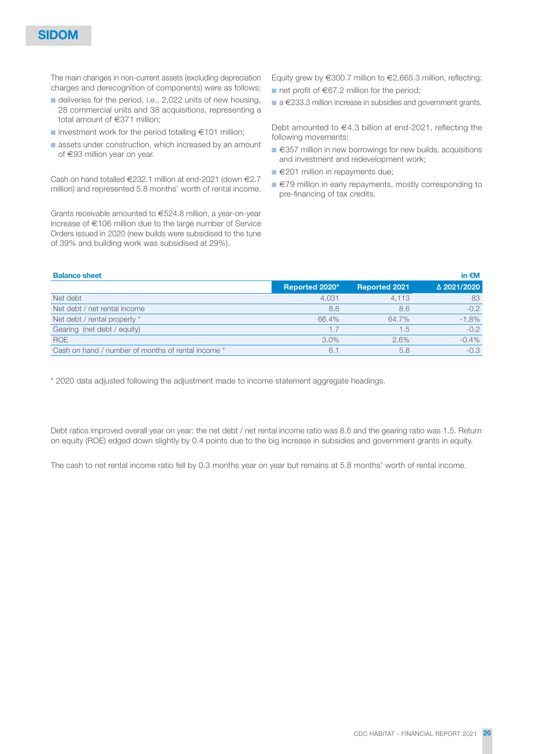# SIDOM

The main changes in non-current assets (excluding depreciation charges and derecognition of components) were as follows:

- deliveries for the period, i.e., 2,022 units of new housing, 28 commercial units and 38 acquisitions, representing a total amount of €371 million;
- investment work for the period totalling €101 million;
- assets under construction, which increased by an amount of €93 million year on year.

Cash on hand totalled €232.1 million at end-2021 (down €2.7 million) and represented 5.8 months' worth of rental income.

Grants receivable amounted to €524.8 million, a year-on-year increase of €106 million due to the large number of Service Orders issued in 2020 (new builds were subsidised to the tune of 39% and building work was subsidised at 29%).

Equity grew by €300.7 million to €2,665.3 million, reflecting:

- net profit of €67.2 million for the period;
- a €233.3 million increase in subsidies and government grants.

Debt amounted to €4.3 billion at end-2021, reflecting the following movements:

- €357 million in new borrowings for new builds, acquisitions and investment and redevelopment work;
- €201 million in repayments due;
- €79 million in early repayments, mostly corresponding to pre-financing of tax credits.

**Balance sheet** (in €M)

| | Reported 2020* | Reported 2021 | Δ 2021/2020 |
|---|---|---|---|
| Net debt | 4,031 | 4,113 | 83 |
| Net debt / net rental income | 8.8 | 8.6 | -0.2 |
| Net debt / rental property * | 66.4% | 64.7% | -1.8% |
| Gearing (net debt / equity) | 1.7 | 1.5 | -0.2 |
| ROE | 3.0% | 2.6% | -0.4% |
| Cash on hand / number of months of rental income * | 6.1 | 5.8 | -0.3 |

\* 2020 data adjusted following the adjustment made to income statement aggregate headings.

Debt ratios improved overall year on year: the net debt / net rental income ratio was 8.6 and the gearing ratio was 1.5. Return on equity (ROE) edged down slightly by 0.4 points due to the big increase in subsidies and government grants in equity.

The cash to net rental income ratio fell by 0.3 months year on year but remains at 5.8 months' worth of rental income.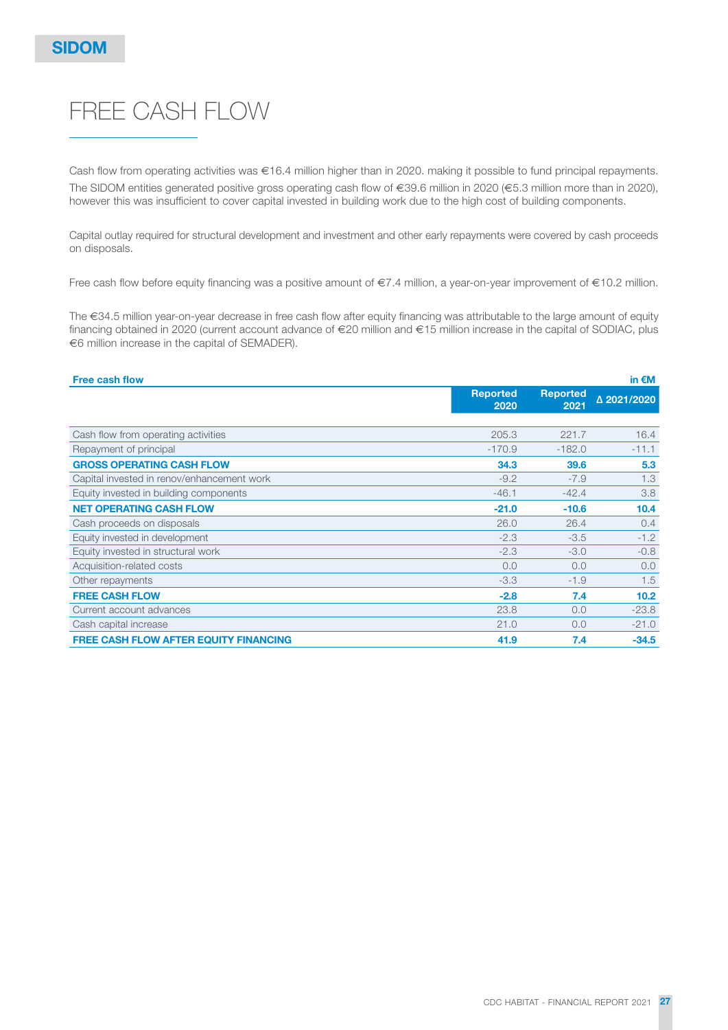SIDOM

# FREE CASH FLOW

Cash flow from operating activities was €16.4 million higher than in 2020. making it possible to fund principal repayments. The SIDOM entities generated positive gross operating cash flow of €39.6 million in 2020 (€5.3 million more than in 2020), however this was insufficient to cover capital invested in building work due to the high cost of building components.

Capital outlay required for structural development and investment and other early repayments were covered by cash proceeds on disposals.

Free cash flow before equity financing was a positive amount of €7.4 million, a year-on-year improvement of €10.2 million.

The €34.5 million year-on-year decrease in free cash flow after equity financing was attributable to the large amount of equity financing obtained in 2020 (current account advance of €20 million and €15 million increase in the capital of SODIAC, plus €6 million increase in the capital of SEMADER).

| Free cash flow | Reported 2020 | Reported 2021 | Δ 2021/2020 (in €M) |
|---|---|---|---|
| Cash flow from operating activities | 205.3 | 221.7 | 16.4 |
| Repayment of principal | -170.9 | -182.0 | -11.1 |
| **GROSS OPERATING CASH FLOW** | **34.3** | **39.6** | **5.3** |
| Capital invested in renov/enhancement work | -9.2 | -7.9 | 1.3 |
| Equity invested in building components | -46.1 | -42.4 | 3.8 |
| **NET OPERATING CASH FLOW** | **-21.0** | **-10.6** | **10.4** |
| Cash proceeds on disposals | 26.0 | 26.4 | 0.4 |
| Equity invested in development | -2.3 | -3.5 | -1.2 |
| Equity invested in structural work | -2.3 | -3.0 | -0.8 |
| Acquisition-related costs | 0.0 | 0.0 | 0.0 |
| Other repayments | -3.3 | -1.9 | 1.5 |
| **FREE CASH FLOW** | **-2.8** | **7.4** | **10.2** |
| Current account advances | 23.8 | 0.0 | -23.8 |
| Cash capital increase | 21.0 | 0.0 | -21.0 |
| **FREE CASH FLOW AFTER EQUITY FINANCING** | **41.9** | **7.4** | **-34.5** |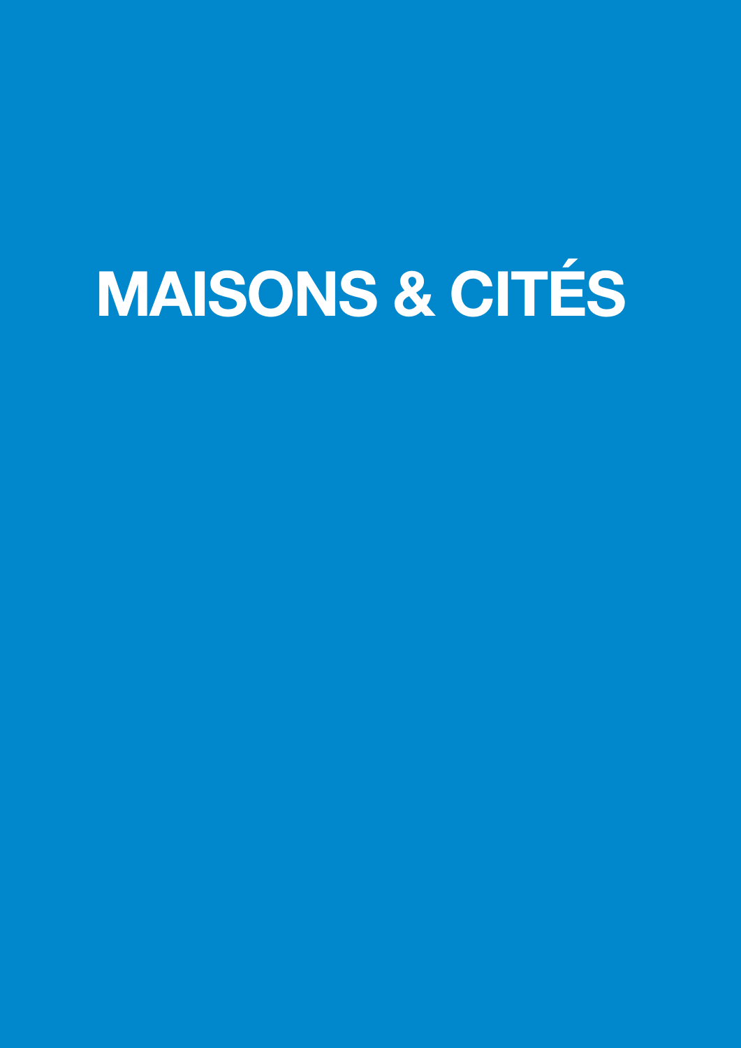# MAISONS & CITÉS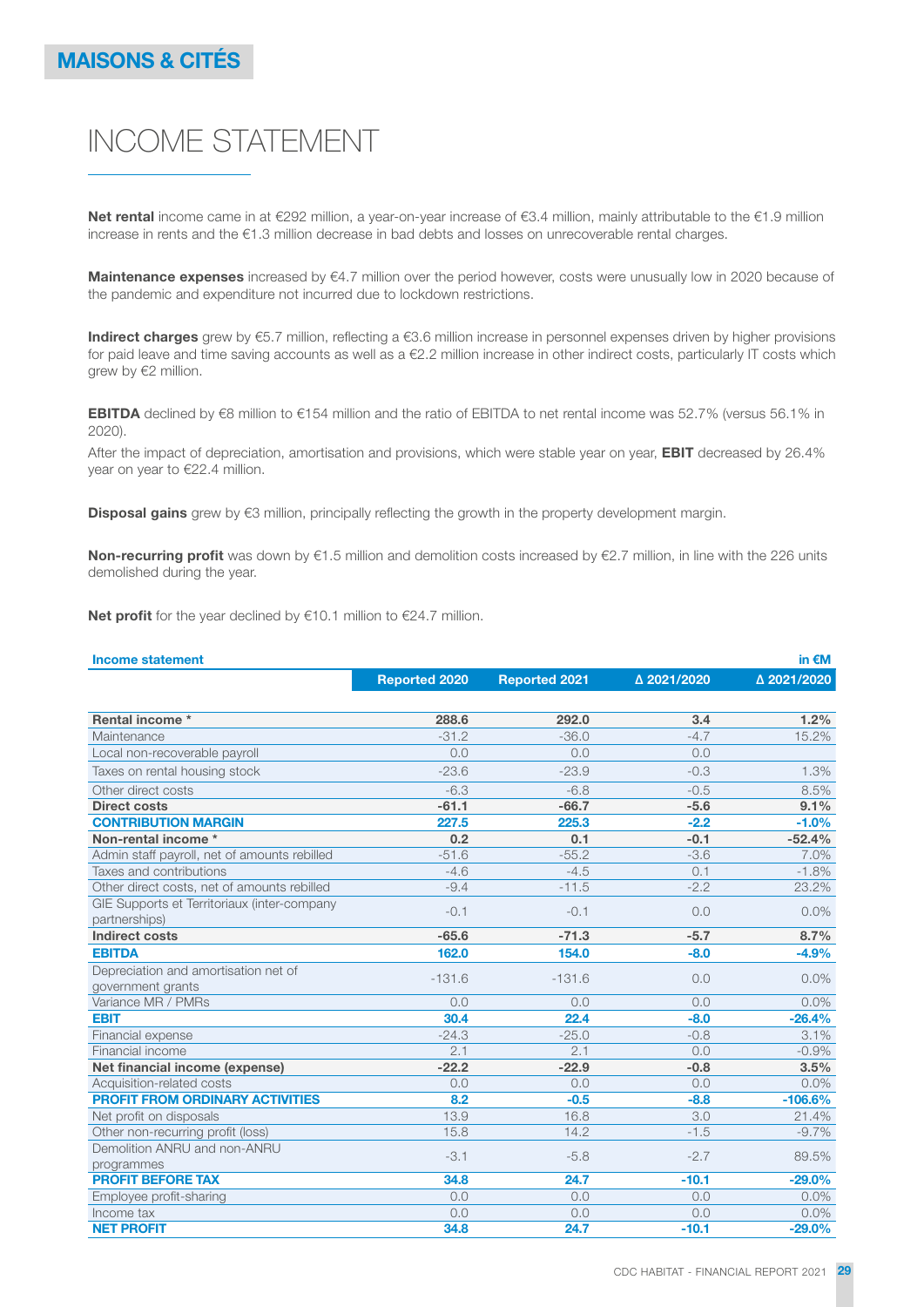# MAISONS & CITÉS

# INCOME STATEMENT

**Net rental** income came in at €292 million, a year-on-year increase of €3.4 million, mainly attributable to the €1.9 million increase in rents and the €1.3 million decrease in bad debts and losses on unrecoverable rental charges.

**Maintenance expenses** increased by €4.7 million over the period however, costs were unusually low in 2020 because of the pandemic and expenditure not incurred due to lockdown restrictions.

**Indirect charges** grew by €5.7 million, reflecting a €3.6 million increase in personnel expenses driven by higher provisions for paid leave and time saving accounts as well as a €2.2 million increase in other indirect costs, particularly IT costs which grew by €2 million.

**EBITDA** declined by €8 million to €154 million and the ratio of EBITDA to net rental income was 52.7% (versus 56.1% in 2020).

After the impact of depreciation, amortisation and provisions, which were stable year on year, **EBIT** decreased by 26.4% year on year to €22.4 million.

**Disposal gains** grew by €3 million, principally reflecting the growth in the property development margin.

**Non-recurring profit** was down by €1.5 million and demolition costs increased by €2.7 million, in line with the 226 units demolished during the year.

**Net profit** for the year declined by €10.1 million to €24.7 million.

| Income statement | | | | in €M |
|---|---|---|---|---|
| | Reported 2020 | Reported 2021 | Δ 2021/2020 | Δ 2021/2020 |
| **Rental income *** | **288.6** | **292.0** | **3.4** | **1.2%** |
| Maintenance | -31.2 | -36.0 | -4.7 | 15.2% |
| Local non-recoverable payroll | 0.0 | 0.0 | 0.0 | |
| Taxes on rental housing stock | -23.6 | -23.9 | -0.3 | 1.3% |
| Other direct costs | -6.3 | -6.8 | -0.5 | 8.5% |
| **Direct costs** | **-61.1** | **-66.7** | **-5.6** | **9.1%** |
| **CONTRIBUTION MARGIN** | **227.5** | **225.3** | **-2.2** | **-1.0%** |
| **Non-rental income *** | **0.2** | **0.1** | **-0.1** | **-52.4%** |
| Admin staff payroll, net of amounts rebilled | -51.6 | -55.2 | -3.6 | 7.0% |
| Taxes and contributions | -4.6 | -4.5 | 0.1 | -1.8% |
| Other direct costs, net of amounts rebilled | -9.4 | -11.5 | -2.2 | 23.2% |
| GIE Supports et Territoriaux (inter-company partnerships) | -0.1 | -0.1 | 0.0 | 0.0% |
| **Indirect costs** | **-65.6** | **-71.3** | **-5.7** | **8.7%** |
| **EBITDA** | **162.0** | **154.0** | **-8.0** | **-4.9%** |
| Depreciation and amortisation net of government grants | -131.6 | -131.6 | 0.0 | 0.0% |
| Variance MR / PMRs | 0.0 | 0.0 | 0.0 | 0.0% |
| **EBIT** | **30.4** | **22.4** | **-8.0** | **-26.4%** |
| Financial expense | -24.3 | -25.0 | -0.8 | 3.1% |
| Financial income | 2.1 | 2.1 | 0.0 | -0.9% |
| **Net financial income (expense)** | **-22.2** | **-22.9** | **-0.8** | **3.5%** |
| Acquisition-related costs | 0.0 | 0.0 | 0.0 | 0.0% |
| **PROFIT FROM ORDINARY ACTIVITIES** | **8.2** | **-0.5** | **-8.8** | **-106.6%** |
| Net profit on disposals | 13.9 | 16.8 | 3.0 | 21.4% |
| Other non-recurring profit (loss) | 15.8 | 14.2 | -1.5 | -9.7% |
| Demolition ANRU and non-ANRU programmes | -3.1 | -5.8 | -2.7 | 89.5% |
| **PROFIT BEFORE TAX** | **34.8** | **24.7** | **-10.1** | **-29.0%** |
| Employee profit-sharing | 0.0 | 0.0 | 0.0 | 0.0% |
| Income tax | 0.0 | 0.0 | 0.0 | 0.0% |
| **NET PROFIT** | **34.8** | **24.7** | **-10.1** | **-29.0%** |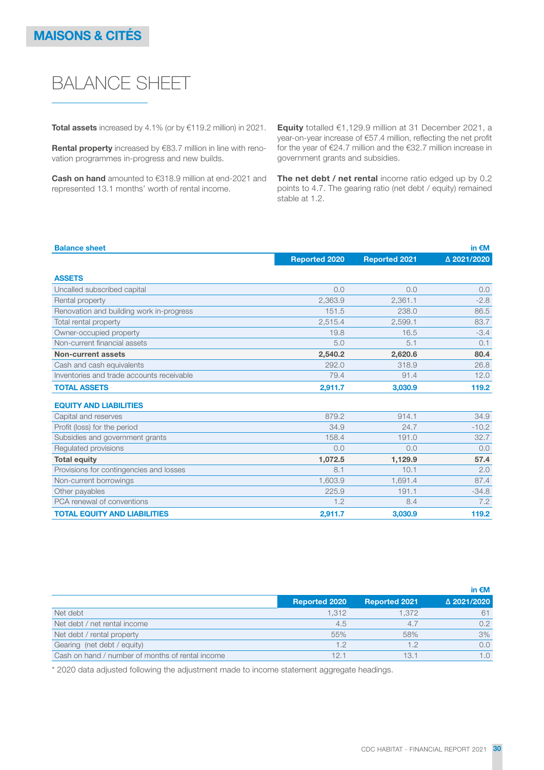MAISONS & CITÉS

# BALANCE SHEET

**Total assets** increased by 4.1% (or by €119.2 million) in 2021.

**Rental property** increased by €83.7 million in line with renovation programmes in-progress and new builds.

**Cash on hand** amounted to €318.9 million at end-2021 and represented 13.1 months' worth of rental income.

**Equity** totalled €1,129.9 million at 31 December 2021, a year-on-year increase of €57.4 million, reflecting the net profit for the year of €24.7 million and the €32.7 million increase in government grants and subsidies.

**The net debt / net rental** income ratio edged up by 0.2 points to 4.7. The gearing ratio (net debt / equity) remained stable at 1.2.

| Balance sheet | Reported 2020 | Reported 2021 | Δ 2021/2020 |
|---|---|---|---|
| | | | in €M |
| **ASSETS** | | | |
| Uncalled subscribed capital | 0.0 | 0.0 | 0.0 |
| Rental property | 2,363.9 | 2,361.1 | -2.8 |
| Renovation and building work in-progress | 151.5 | 238.0 | 86.5 |
| Total rental property | 2,515.4 | 2,599.1 | 83.7 |
| Owner-occupied property | 19.8 | 16.5 | -3.4 |
| Non-current financial assets | 5.0 | 5.1 | 0.1 |
| **Non-current assets** | **2,540.2** | **2,620.6** | **80.4** |
| Cash and cash equivalents | 292.0 | 318.9 | 26.8 |
| Inventories and trade accounts receivable | 79.4 | 91.4 | 12.0 |
| **TOTAL ASSETS** | **2,911.7** | **3,030.9** | **119.2** |
| **EQUITY AND LIABILITIES** | | | |
| Capital and reserves | 879.2 | 914.1 | 34.9 |
| Profit (loss) for the period | 34.9 | 24.7 | -10.2 |
| Subsidies and government grants | 158.4 | 191.0 | 32.7 |
| Regulated provisions | 0.0 | 0.0 | 0.0 |
| **Total equity** | **1,072.5** | **1,129.9** | **57.4** |
| Provisions for contingencies and losses | 8.1 | 10.1 | 2.0 |
| Non-current borrowings | 1,603.9 | 1,691.4 | 87.4 |
| Other payables | 225.9 | 191.1 | -34.8 |
| PCA renewal of conventions | 1.2 | 8.4 | 7.2 |
| **TOTAL EQUITY AND LIABILITIES** | **2,911.7** | **3,030.9** | **119.2** |

| | Reported 2020 | Reported 2021 | Δ 2021/2020 |
|---|---|---|---|
| | | | in €M |
| Net debt | 1,312 | 1,372 | 61 |
| Net debt / net rental income | 4.5 | 4.7 | 0.2 |
| Net debt / rental property | 55% | 58% | 3% |
| Gearing (net debt / equity) | 1.2 | 1.2 | 0.0 |
| Cash on hand / number of months of rental income | 12.1 | 13.1 | 1.0 |

\* 2020 data adjusted following the adjustment made to income statement aggregate headings.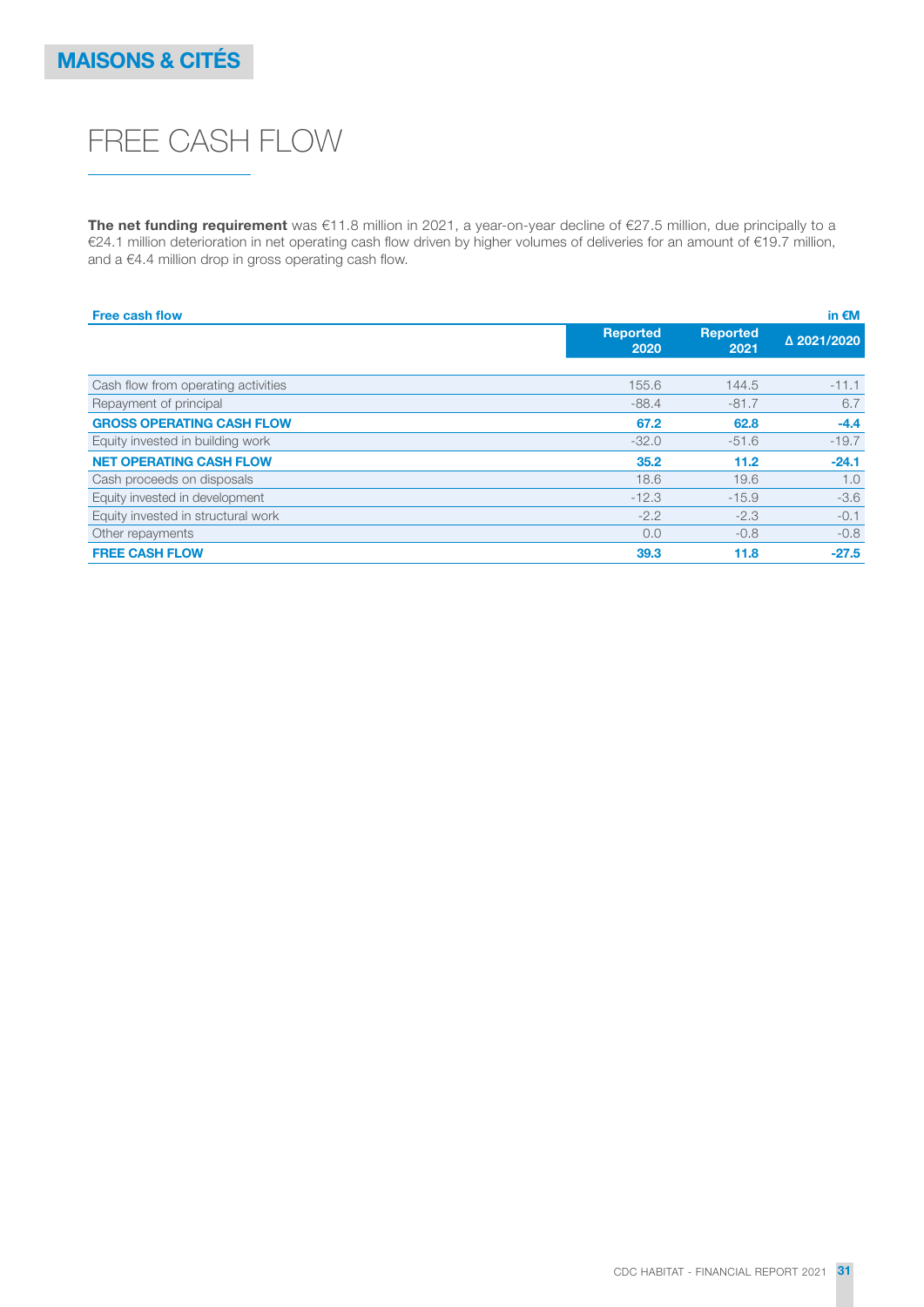**MAISONS & CITÉS**

# FREE CASH FLOW

**The net funding requirement** was €11.8 million in 2021, a year-on-year decline of €27.5 million, due principally to a €24.1 million deterioration in net operating cash flow driven by higher volumes of deliveries for an amount of €19.7 million, and a €4.4 million drop in gross operating cash flow.

**Free cash flow** — in €M

| | Reported 2020 | Reported 2021 | Δ 2021/2020 |
|---|---|---|---|
| Cash flow from operating activities | 155.6 | 144.5 | -11.1 |
| Repayment of principal | -88.4 | -81.7 | 6.7 |
| **GROSS OPERATING CASH FLOW** | **67.2** | **62.8** | **-4.4** |
| Equity invested in building work | -32.0 | -51.6 | -19.7 |
| **NET OPERATING CASH FLOW** | **35.2** | **11.2** | **-24.1** |
| Cash proceeds on disposals | 18.6 | 19.6 | 1.0 |
| Equity invested in development | -12.3 | -15.9 | -3.6 |
| Equity invested in structural work | -2.2 | -2.3 | -0.1 |
| Other repayments | 0.0 | -0.8 | -0.8 |
| **FREE CASH FLOW** | **39.3** | **11.8** | **-27.5** |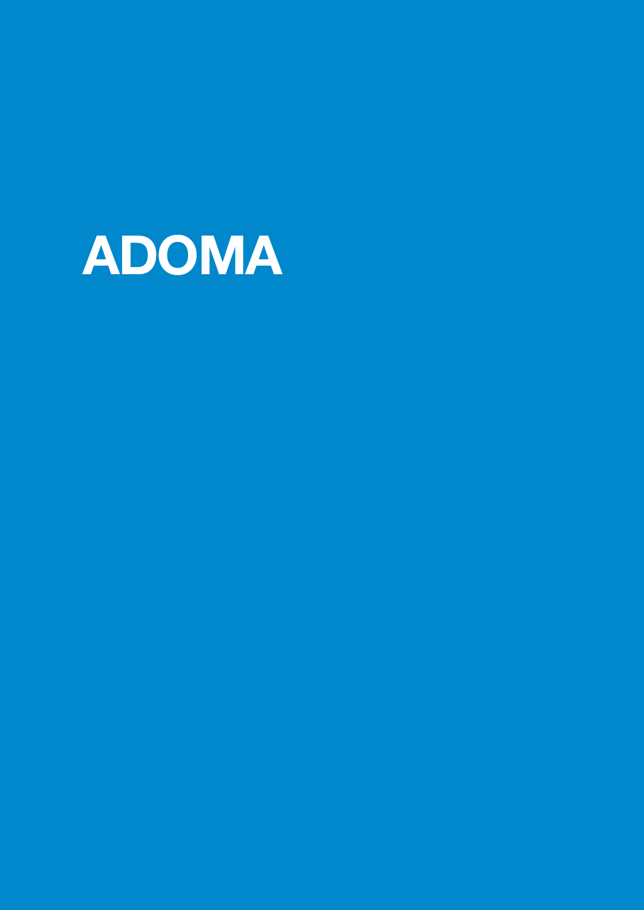# ADOMA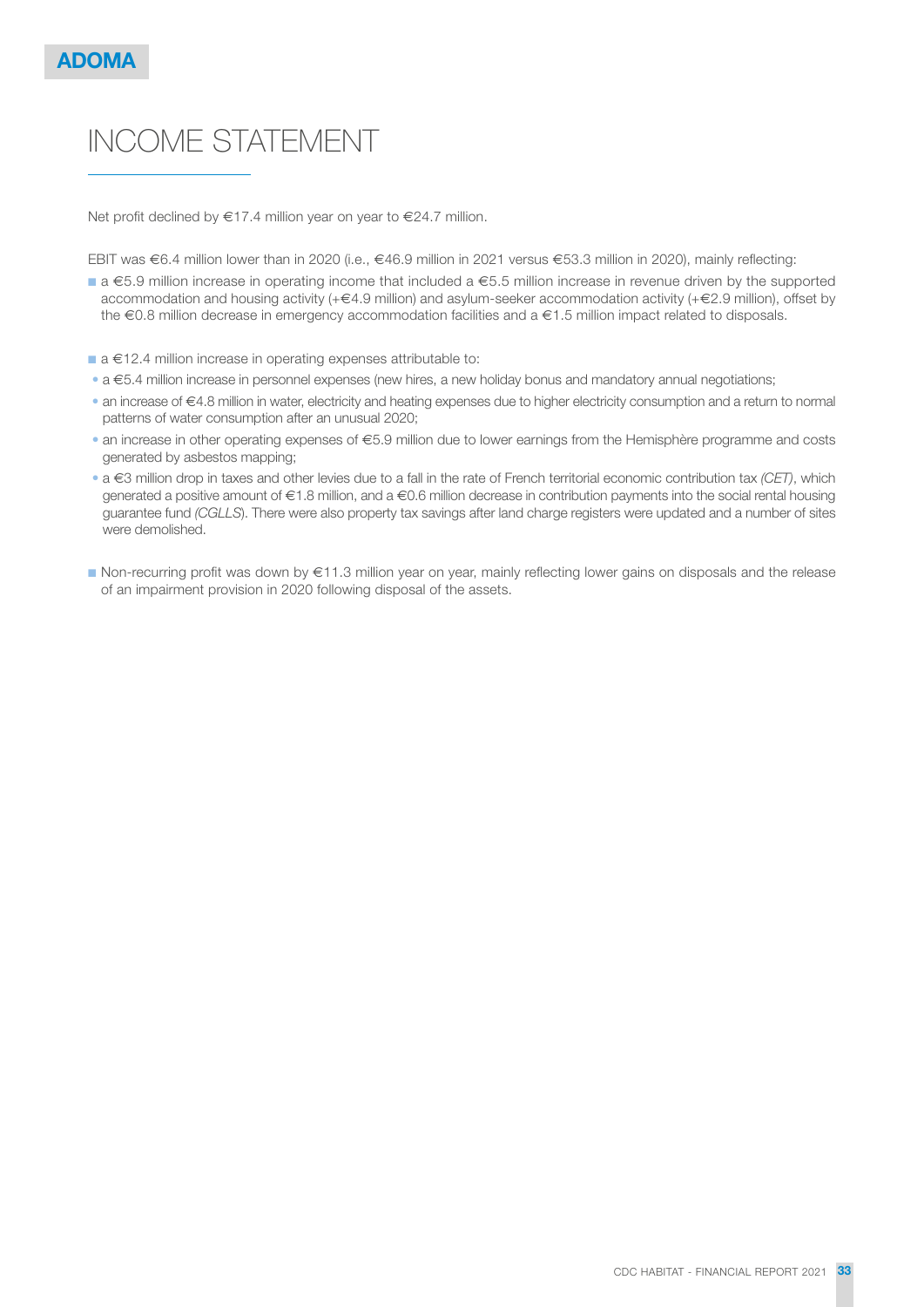# INCOME STATEMENT

Net profit declined by €17.4 million year on year to €24.7 million.

EBIT was €6.4 million lower than in 2020 (i.e., €46.9 million in 2021 versus €53.3 million in 2020), mainly reflecting:

- a €5.9 million increase in operating income that included a €5.5 million increase in revenue driven by the supported accommodation and housing activity (+€4.9 million) and asylum-seeker accommodation activity (+€2.9 million), offset by the €0.8 million decrease in emergency accommodation facilities and a €1.5 million impact related to disposals.

- a €12.4 million increase in operating expenses attributable to:
  - a €5.4 million increase in personnel expenses (new hires, a new holiday bonus and mandatory annual negotiations;
  - an increase of €4.8 million in water, electricity and heating expenses due to higher electricity consumption and a return to normal patterns of water consumption after an unusual 2020;
  - an increase in other operating expenses of €5.9 million due to lower earnings from the Hemisphère programme and costs generated by asbestos mapping;
  - a €3 million drop in taxes and other levies due to a fall in the rate of French territorial economic contribution tax *(CET)*, which generated a positive amount of €1.8 million, and a €0.6 million decrease in contribution payments into the social rental housing guarantee fund *(CGLLS)*. There were also property tax savings after land charge registers were updated and a number of sites were demolished.

- Non-recurring profit was down by €11.3 million year on year, mainly reflecting lower gains on disposals and the release of an impairment provision in 2020 following disposal of the assets.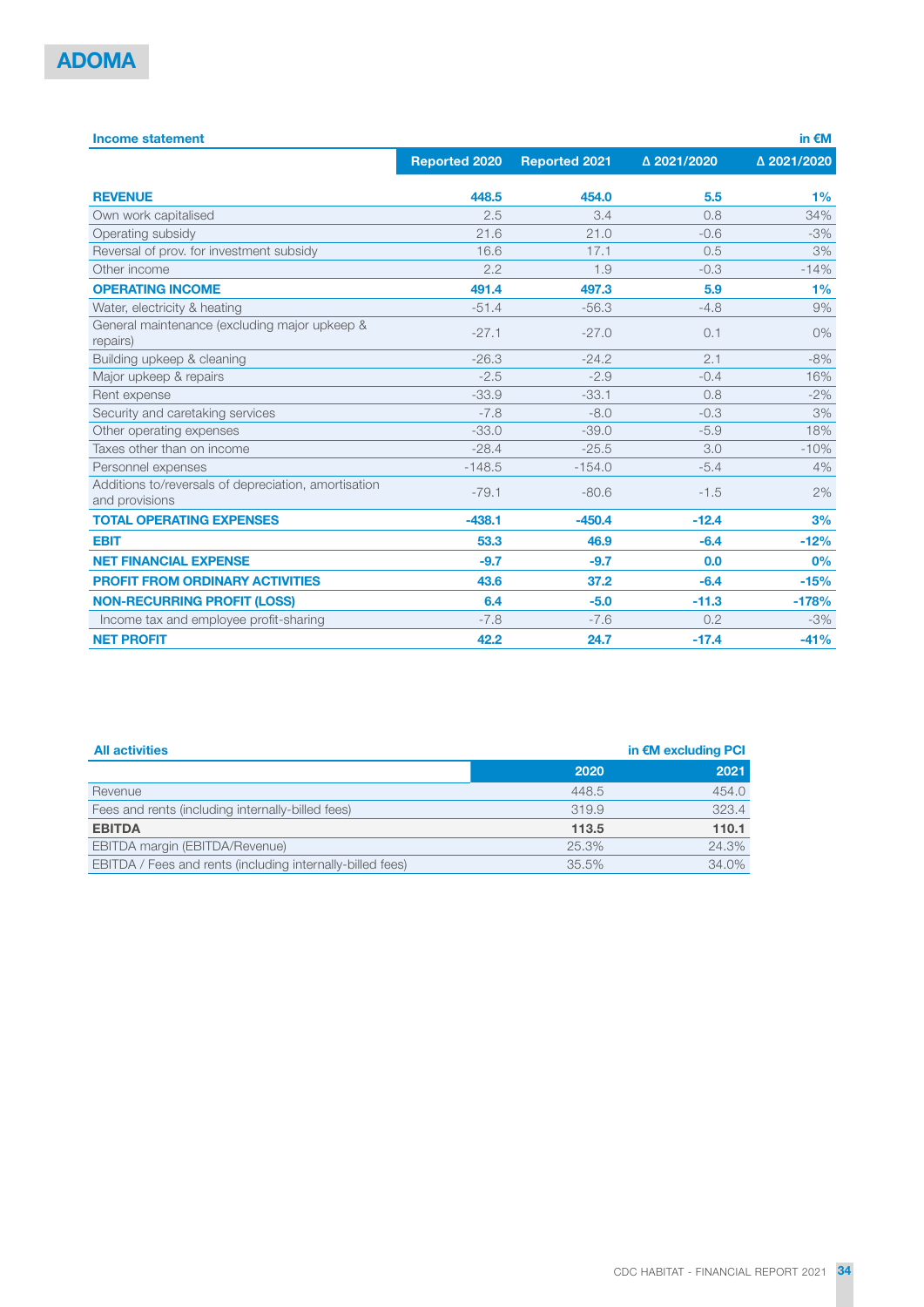# ADOMA

| Income statement | | | | in €M |
|---|---|---|---|---|
| | Reported 2020 | Reported 2021 | Δ 2021/2020 | Δ 2021/2020 |
| **REVENUE** | **448.5** | **454.0** | **5.5** | **1%** |
| Own work capitalised | 2.5 | 3.4 | 0.8 | 34% |
| Operating subsidy | 21.6 | 21.0 | -0.6 | -3% |
| Reversal of prov. for investment subsidy | 16.6 | 17.1 | 0.5 | 3% |
| Other income | 2.2 | 1.9 | -0.3 | -14% |
| **OPERATING INCOME** | **491.4** | **497.3** | **5.9** | **1%** |
| Water, electricity & heating | -51.4 | -56.3 | -4.8 | 9% |
| General maintenance (excluding major upkeep & repairs) | -27.1 | -27.0 | 0.1 | 0% |
| Building upkeep & cleaning | -26.3 | -24.2 | 2.1 | -8% |
| Major upkeep & repairs | -2.5 | -2.9 | -0.4 | 16% |
| Rent expense | -33.9 | -33.1 | 0.8 | -2% |
| Security and caretaking services | -7.8 | -8.0 | -0.3 | 3% |
| Other operating expenses | -33.0 | -39.0 | -5.9 | 18% |
| Taxes other than on income | -28.4 | -25.5 | 3.0 | -10% |
| Personnel expenses | -148.5 | -154.0 | -5.4 | 4% |
| Additions to/reversals of depreciation, amortisation and provisions | -79.1 | -80.6 | -1.5 | 2% |
| **TOTAL OPERATING EXPENSES** | **-438.1** | **-450.4** | **-12.4** | **3%** |
| **EBIT** | **53.3** | **46.9** | **-6.4** | **-12%** |
| **NET FINANCIAL EXPENSE** | **-9.7** | **-9.7** | **0.0** | **0%** |
| **PROFIT FROM ORDINARY ACTIVITIES** | **43.6** | **37.2** | **-6.4** | **-15%** |
| **NON-RECURRING PROFIT (LOSS)** | **6.4** | **-5.0** | **-11.3** | **-178%** |
| Income tax and employee profit-sharing | -7.8 | -7.6 | 0.2 | -3% |
| **NET PROFIT** | **42.2** | **24.7** | **-17.4** | **-41%** |

| All activities | | in €M excluding PCI |
|---|---|---|
| | 2020 | 2021 |
| Revenue | 448.5 | 454.0 |
| Fees and rents (including internally-billed fees) | 319.9 | 323.4 |
| **EBITDA** | **113.5** | **110.1** |
| EBITDA margin (EBITDA/Revenue) | 25.3% | 24.3% |
| EBITDA / Fees and rents (including internally-billed fees) | 35.5% | 34.0% |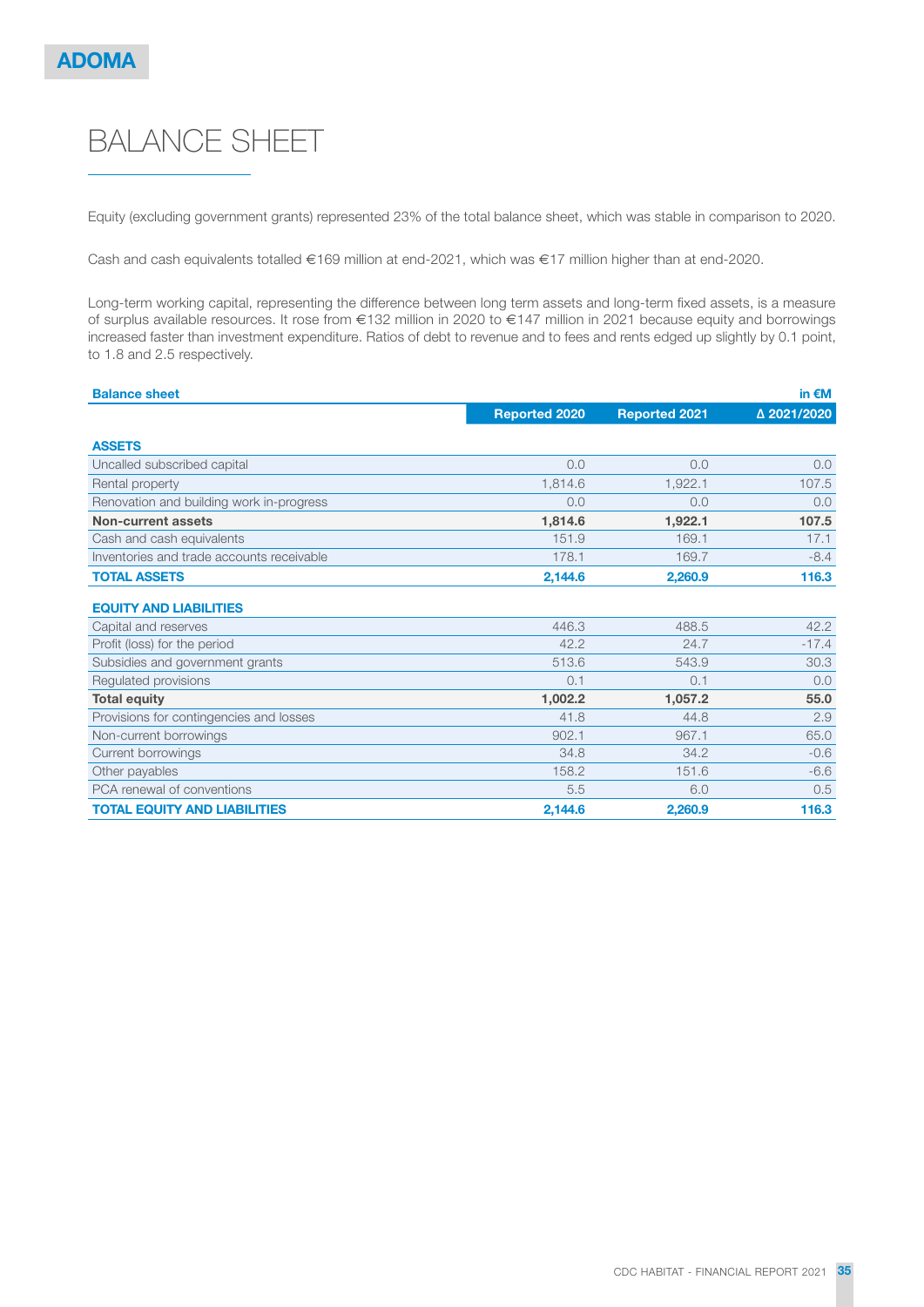ADOMA

# BALANCE SHEET

Equity (excluding government grants) represented 23% of the total balance sheet, which was stable in comparison to 2020.

Cash and cash equivalents totalled €169 million at end-2021, which was €17 million higher than at end-2020.

Long-term working capital, representing the difference between long term assets and long-term fixed assets, is a measure of surplus available resources. It rose from €132 million in 2020 to €147 million in 2021 because equity and borrowings increased faster than investment expenditure. Ratios of debt to revenue and to fees and rents edged up slightly by 0.1 point, to 1.8 and 2.5 respectively.

| Balance sheet | | | in €M |
|---|---|---|---|
| | Reported 2020 | Reported 2021 | Δ 2021/2020 |
| **ASSETS** | | | |
| Uncalled subscribed capital | 0.0 | 0.0 | 0.0 |
| Rental property | 1,814.6 | 1,922.1 | 107.5 |
| Renovation and building work in-progress | 0.0 | 0.0 | 0.0 |
| **Non-current assets** | **1,814.6** | **1,922.1** | **107.5** |
| Cash and cash equivalents | 151.9 | 169.1 | 17.1 |
| Inventories and trade accounts receivable | 178.1 | 169.7 | -8.4 |
| **TOTAL ASSETS** | **2,144.6** | **2,260.9** | **116.3** |
| **EQUITY AND LIABILITIES** | | | |
| Capital and reserves | 446.3 | 488.5 | 42.2 |
| Profit (loss) for the period | 42.2 | 24.7 | -17.4 |
| Subsidies and government grants | 513.6 | 543.9 | 30.3 |
| Regulated provisions | 0.1 | 0.1 | 0.0 |
| **Total equity** | **1,002.2** | **1,057.2** | **55.0** |
| Provisions for contingencies and losses | 41.8 | 44.8 | 2.9 |
| Non-current borrowings | 902.1 | 967.1 | 65.0 |
| Current borrowings | 34.8 | 34.2 | -0.6 |
| Other payables | 158.2 | 151.6 | -6.6 |
| PCA renewal of conventions | 5.5 | 6.0 | 0.5 |
| **TOTAL EQUITY AND LIABILITIES** | **2,144.6** | **2,260.9** | **116.3** |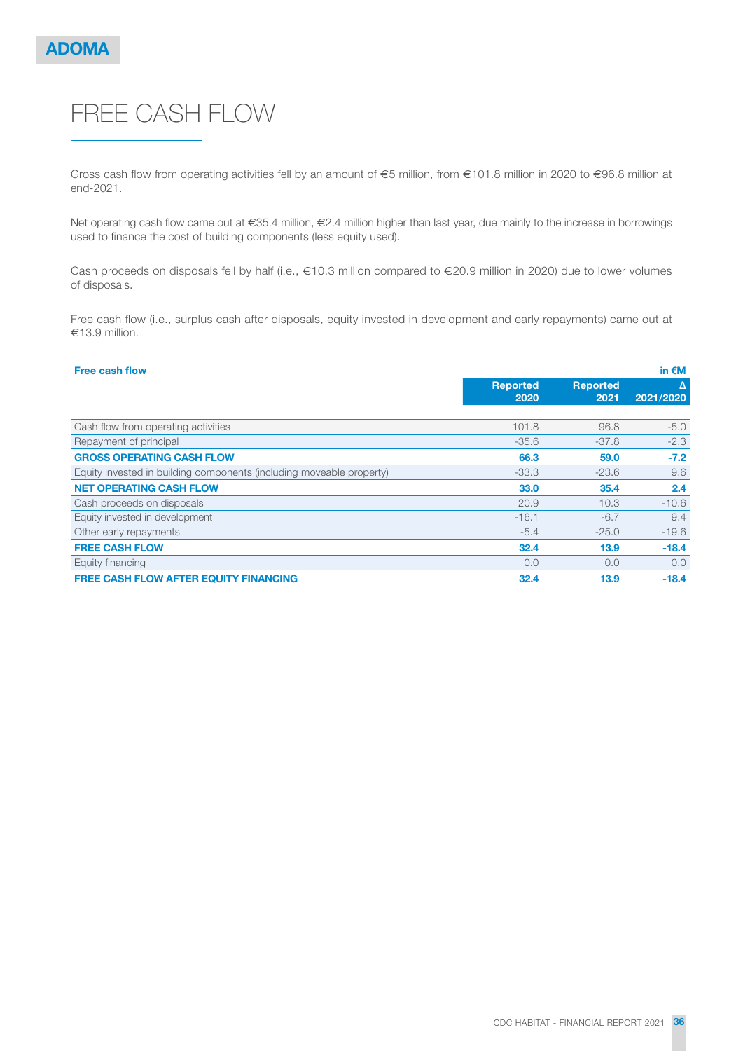ADOMA

# FREE CASH FLOW

Gross cash flow from operating activities fell by an amount of €5 million, from €101.8 million in 2020 to €96.8 million at end-2021.

Net operating cash flow came out at €35.4 million, €2.4 million higher than last year, due mainly to the increase in borrowings used to finance the cost of building components (less equity used).

Cash proceeds on disposals fell by half (i.e., €10.3 million compared to €20.9 million in 2020) due to lower volumes of disposals.

Free cash flow (i.e., surplus cash after disposals, equity invested in development and early repayments) came out at €13.9 million.

**Free cash flow** (in €M)

| | Reported 2020 | Reported 2021 | Δ 2021/2020 |
|---|---|---|---|
| Cash flow from operating activities | 101.8 | 96.8 | -5.0 |
| Repayment of principal | -35.6 | -37.8 | -2.3 |
| **GROSS OPERATING CASH FLOW** | **66.3** | **59.0** | **-7.2** |
| Equity invested in building components (including moveable property) | -33.3 | -23.6 | 9.6 |
| **NET OPERATING CASH FLOW** | **33.0** | **35.4** | **2.4** |
| Cash proceeds on disposals | 20.9 | 10.3 | -10.6 |
| Equity invested in development | -16.1 | -6.7 | 9.4 |
| Other early repayments | -5.4 | -25.0 | -19.6 |
| **FREE CASH FLOW** | **32.4** | **13.9** | **-18.4** |
| Equity financing | 0.0 | 0.0 | 0.0 |
| **FREE CASH FLOW AFTER EQUITY FINANCING** | **32.4** | **13.9** | **-18.4** |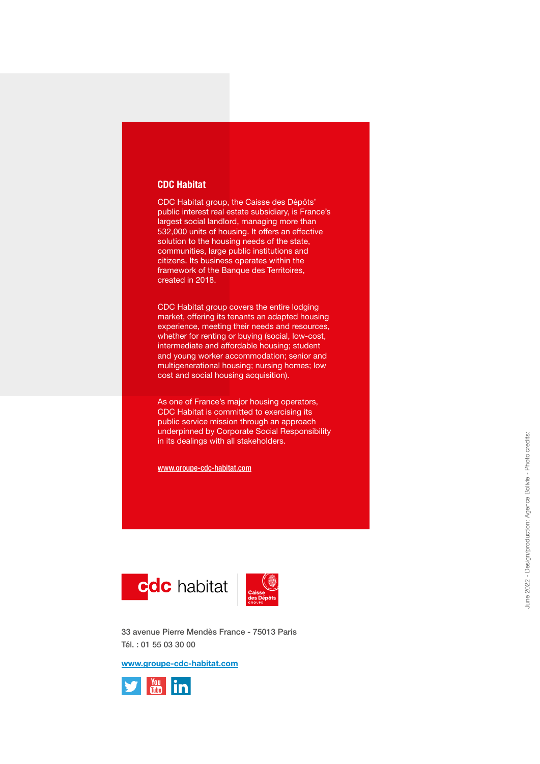## CDC Habitat

CDC Habitat group, the Caisse des Dépôts' public interest real estate subsidiary, is France's largest social landlord, managing more than 532,000 units of housing. It offers an effective solution to the housing needs of the state, communities, large public institutions and citizens. Its business operates within the framework of the Banque des Territoires, created in 2018.

CDC Habitat group covers the entire lodging market, offering its tenants an adapted housing experience, meeting their needs and resources, whether for renting or buying (social, low-cost, intermediate and affordable housing; student and young worker accommodation; senior and multigenerational housing; nursing homes; low cost and social housing acquisition).

As one of France's major housing operators, CDC Habitat is committed to exercising its public service mission through an approach underpinned by Corporate Social Responsibility in its dealings with all stakeholders.

www.groupe-cdc-habitat.com

cdc habitat | Caisse des Dépôts GROUPE

33 avenue Pierre Mendès France - 75013 Paris
Tél. : 01 55 03 30 00

www.groupe-cdc-habitat.com

June 2022 - Design/production: Agence Bolvie - Photo credits: